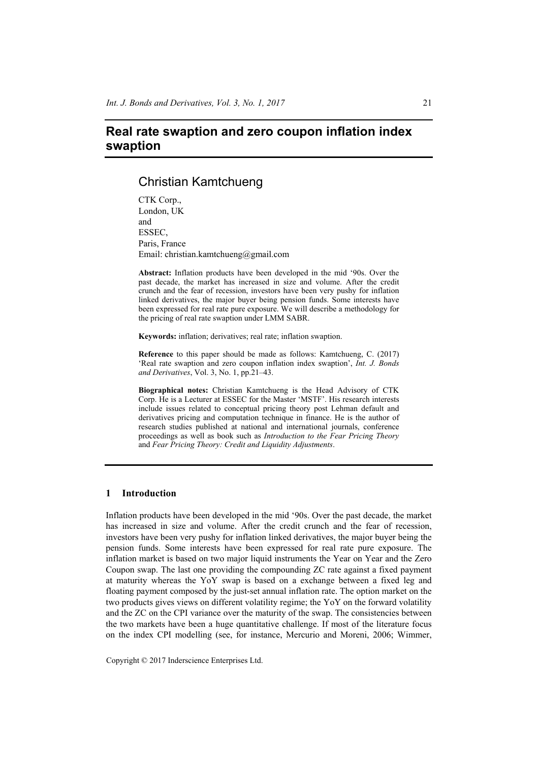# Real rate swaption and zero coupon inflation index swaption

## Christian Kamtchueng

CTK Corp.,
London, UK
and
ESSEC,
Paris, France
Email: christian.kamtchueng@gmail.com

**Abstract:** Inflation products have been developed in the mid '90s. Over the past decade, the market has increased in size and volume. After the credit crunch and the fear of recession, investors have been very pushy for inflation linked derivatives, the major buyer being pension funds. Some interests have been expressed for real rate pure exposure. We will describe a methodology for the pricing of real rate swaption under LMM SABR.

**Keywords:** inflation; derivatives; real rate; inflation swaption.

**Reference** to this paper should be made as follows: Kamtchueng, C. (2017) 'Real rate swaption and zero coupon inflation index swaption', *Int. J. Bonds and Derivatives*, Vol. 3, No. 1, pp.21–43.

**Biographical notes:** Christian Kamtchueng is the Head Advisory of CTK Corp. He is a Lecturer at ESSEC for the Master 'MSTF'. His research interests include issues related to conceptual pricing theory post Lehman default and derivatives pricing and computation technique in finance. He is the author of research studies published at national and international journals, conference proceedings as well as book such as *Introduction to the Fear Pricing Theory* and *Fear Pricing Theory: Credit and Liquidity Adjustments*.

## 1 Introduction

Inflation products have been developed in the mid '90s. Over the past decade, the market has increased in size and volume. After the credit crunch and the fear of recession, investors have been very pushy for inflation linked derivatives, the major buyer being the pension funds. Some interests have been expressed for real rate pure exposure. The inflation market is based on two major liquid instruments the Year on Year and the Zero Coupon swap. The last one providing the compounding ZC rate against a fixed payment at maturity whereas the YoY swap is based on a exchange between a fixed leg and floating payment composed by the just-set annual inflation rate. The option market on the two products gives views on different volatility regime; the YoY on the forward volatility and the ZC on the CPI variance over the maturity of the swap. The consistencies between the two markets have been a huge quantitative challenge. If most of the literature focus on the index CPI modelling (see, for instance, Mercurio and Moreni, 2006; Wimmer,

Copyright © 2017 Inderscience Enterprises Ltd.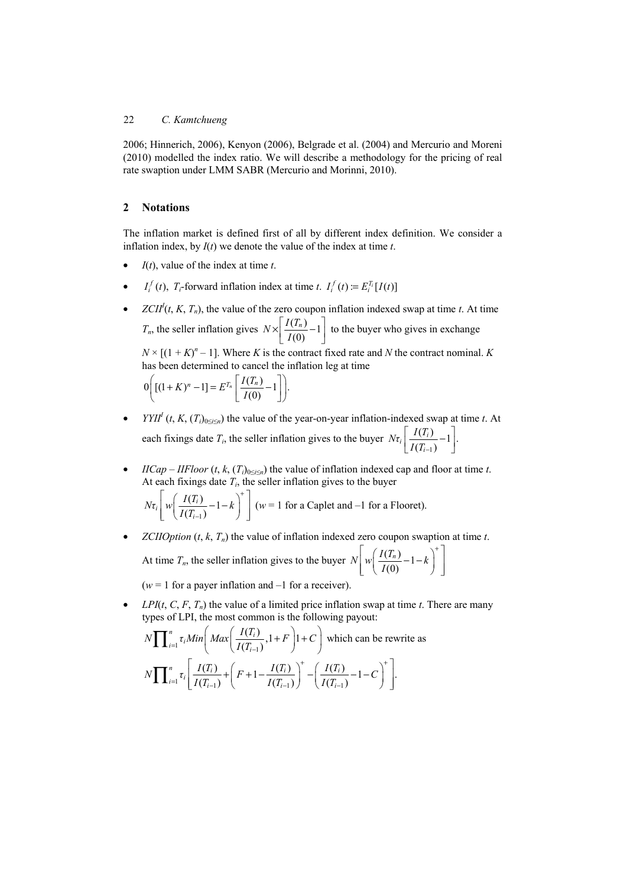2006; Hinnerich, 2006), Kenyon (2006), Belgrade et al. (2004) and Mercurio and Moreni (2010) modelled the index ratio. We will describe a methodology for the pricing of real rate swaption under LMM SABR (Mercurio and Morinni, 2010).

## 2 Notations

The inflation market is defined first of all by different index definition. We consider a inflation index, by $I(t)$ we denote the value of the index at time $t$.

- $I(t)$, value of the index at time $t$.
- $I_i^f(t)$, $T_i$-forward inflation index at time $t$. $I_i^f(t) := E_i^{T_i}[I(t)]$
- $ZCII^I(t, K, T_n)$, the value of the zero coupon inflation indexed swap at time $t$. At time $T_n$, the seller inflation gives $N \times \left[\frac{I(T_n)}{I(0)} - 1\right]$ to the buyer who gives in exchange $N \times [(1 + K)^n - 1]$. Where $K$ is the contract fixed rate and $N$ the contract nominal. $K$ has been determined to cancel the inflation leg at time $0\left([(1+K)^n - 1] = E^{T_n}\left[\frac{I(T_n)}{I(0)} - 1\right]\right)$.
- $YYII^I(t, K, (T_i)_{0 \le i \le n})$ the value of the year-on-year inflation-indexed swap at time $t$. At each fixings date $T_i$, the seller inflation gives to the buyer $N\tau_i\left[\frac{I(T_i)}{I(T_{i-1})} - 1\right]$.
- $IICap - IIFloor\ (t, k, (T_i)_{0 \le i \le n})$ the value of inflation indexed cap and floor at time $t$. At each fixings date $T_i$, the seller inflation gives to the buyer $N\tau_i\left[w\left(\frac{I(T_i)}{I(T_{i-1})} - 1 - k\right)^+\right]$ ($w = 1$ for a Caplet and $-1$ for a Flooret).
- $ZCIIOption\ (t, k, T_n)$ the value of inflation indexed zero coupon swaption at time $t$. At time $T_n$, the seller inflation gives to the buyer $N\left[w\left(\frac{I(T_n)}{I(0)} - 1 - k\right)^+\right]$ ($w = 1$ for a payer inflation and $-1$ for a receiver).
- $LPI(t, C, F, T_n)$ the value of a limited price inflation swap at time $t$. There are many types of LPI, the most common is the following payout: $N\prod_{i=1}^{n} \tau_i Min\left(Max\left(\frac{I(T_i)}{I(T_{i-1})}, 1+F\right)1+C\right)$ which can be rewrite as $N\prod_{i=1}^{n} \tau_i\left[\frac{I(T_i)}{I(T_{i-1})} + \left(F + 1 - \frac{I(T_i)}{I(T_{i-1})}\right)^+ - \left(\frac{I(T_i)}{I(T_{i-1})} - 1 - C\right)^+\right]$.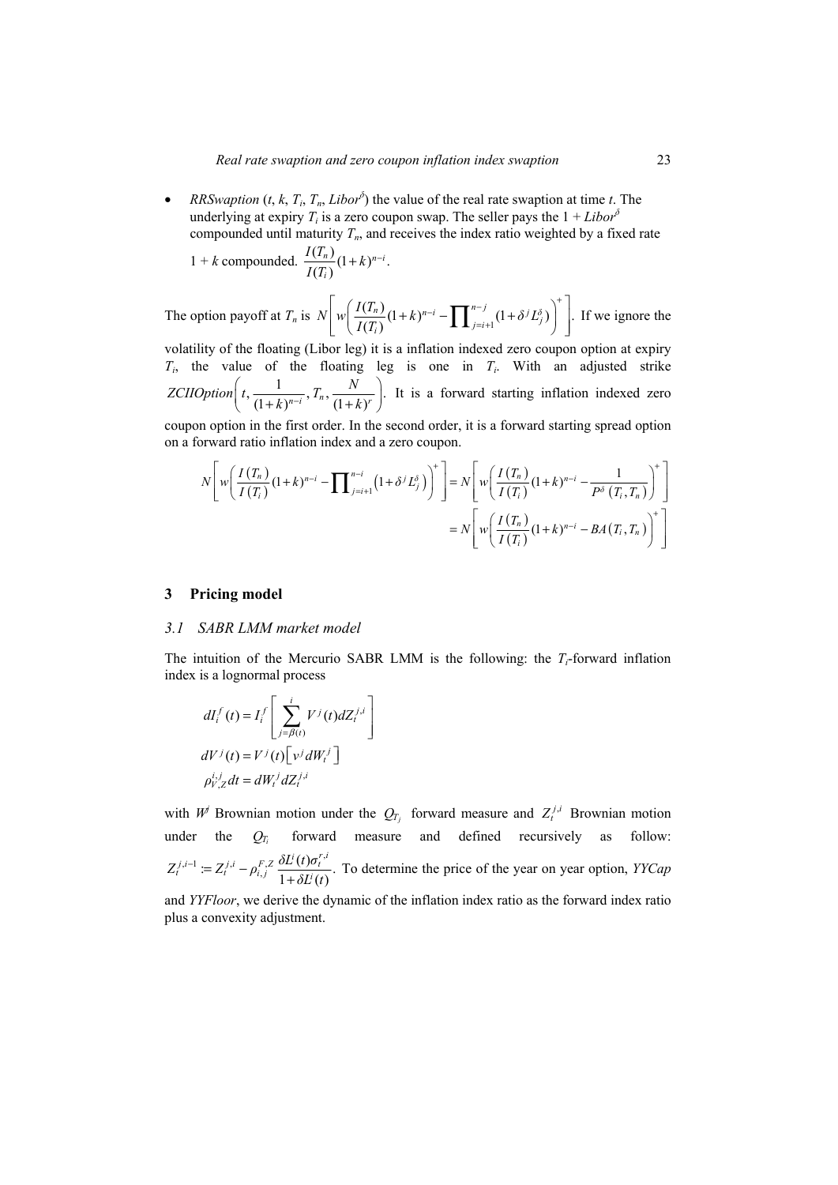- *RRSwaption* ($t$, $k$, $T_i$, $T_n$, $Libor^\delta$) the value of the real rate swaption at time $t$. The underlying at expiry $T_i$ is a zero coupon swap. The seller pays the $1 + Libor^\delta$ compounded until maturity $T_n$, and receives the index ratio weighted by a fixed rate $1 + k$ compounded. $\frac{I(T_n)}{I(T_i)}(1+k)^{n-i}$.

The option payoff at $T_n$ is $N\left[w\left(\frac{I(T_n)}{I(T_i)}(1+k)^{n-i} - \prod_{j=i+1}^{n-j}(1+\delta^j L_j^\delta)\right)^+\right]$. If we ignore the volatility of the floating (Libor leg) it is a inflation indexed zero coupon option at expiry $T_i$, the value of the floating leg is one in $T_i$. With an adjusted strike $ZCIIOption\left(t, \frac{1}{(1+k)^{n-i}}, T_n, \frac{N}{(1+k)^r}\right)$. It is a forward starting inflation indexed zero coupon option in the first order. In the second order, it is a forward starting spread option on a forward ratio inflation index and a zero coupon.

$$
\begin{aligned}
N\left[w\left(\frac{I(T_n)}{I(T_i)}(1+k)^{n-i} - \prod_{j=i+1}^{n-i}\left(1+\delta^j L_j^\delta\right)\right)^+\right] &= N\left[w\left(\frac{I(T_n)}{I(T_i)}(1+k)^{n-i} - \frac{1}{P^\delta(T_i, T_n)}\right)^+\right] \\
&= N\left[w\left(\frac{I(T_n)}{I(T_i)}(1+k)^{n-i} - BA(T_i, T_n)\right)^+\right]
\end{aligned}
$$

## 3 Pricing model

### 3.1 SABR LMM market model

The intuition of the Mercurio SABR LMM is the following: the $T_i$-forward inflation index is a lognormal process

$$
\begin{aligned}
dI_i^f(t) &= I_i^f\left[\sum_{j=\beta(t)}^{i} V^j(t) dZ_t^{j,i}\right] \\
dV^j(t) &= V^j(t)\left[v^j dW_t^j\right] \\
\rho_{V,Z}^{i,j} dt &= dW_t^j dZ_t^{j,i}
\end{aligned}
$$

with $W^j$ Brownian motion under the $Q_{T_j}$ forward measure and $Z_t^{j,i}$ Brownian motion under the $Q_{T_i}$ forward measure and defined recursively as follow: $Z_t^{j,i-1} := Z_t^{j,i} - \rho_{i,j}^{F,Z}\frac{\delta L^i(t)\sigma_t^{r,i}}{1+\delta L^i(t)}$. To determine the price of the year on year option, *YYCap* and *YYFloor*, we derive the dynamic of the inflation index ratio as the forward index ratio plus a convexity adjustment.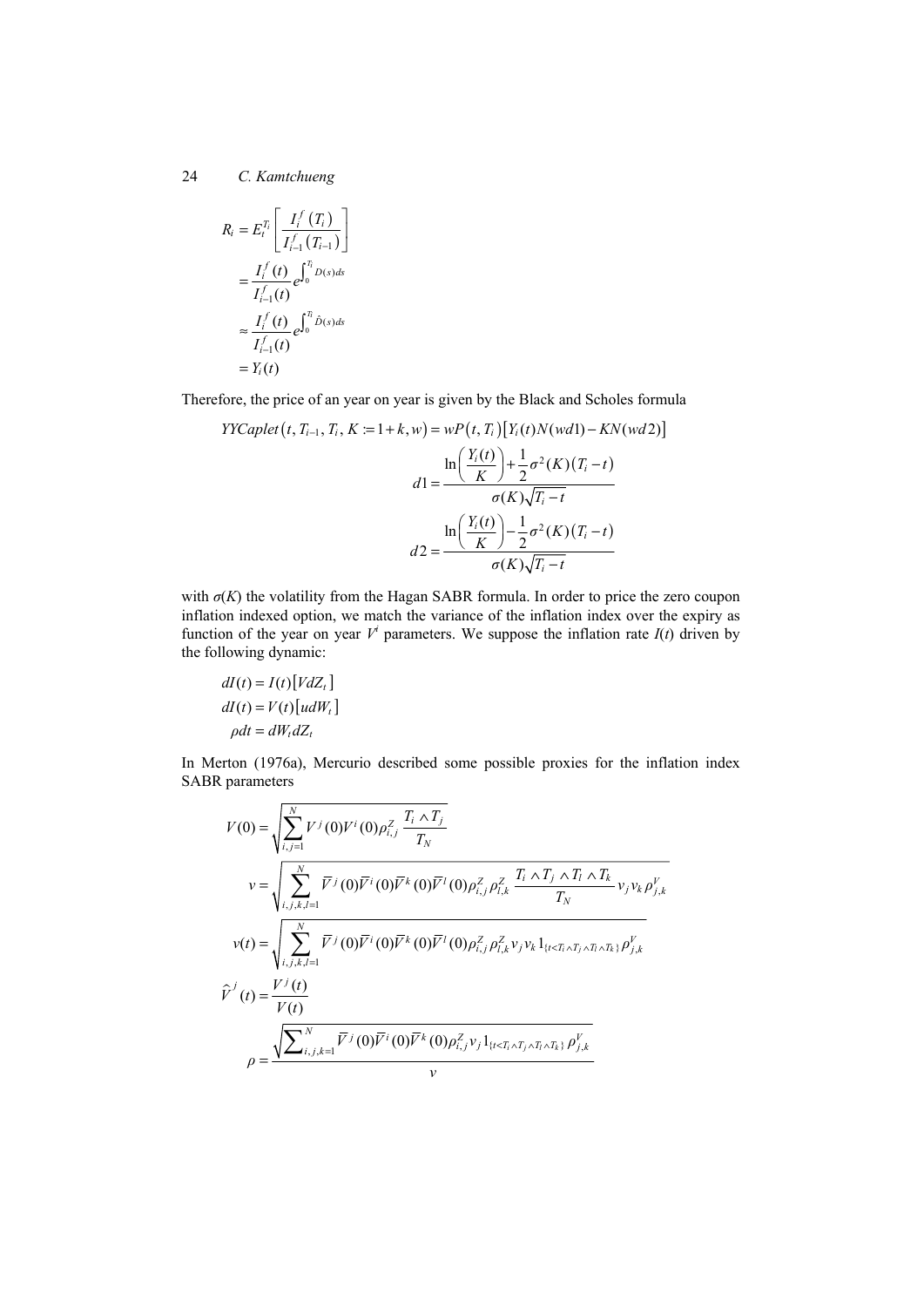$$
\begin{aligned}
R_i &= E_t^{T_i}\left[\frac{I_i^f(T_i)}{I_{i-1}^f(T_{i-1})}\right] \\
&= \frac{I_i^f(t)}{I_{i-1}^f(t)} e^{\int_0^{T_i} D(s)ds} \\
&\approx \frac{I_i^f(t)}{I_{i-1}^f(t)} e^{\int_0^{T_i} \hat{D}(s)ds} \\
&= Y_i(t)
\end{aligned}
$$

Therefore, the price of an year on year is given by the Black and Scholes formula

$$
YYCaplet(t, T_{i-1}, T_i, K := 1+k, w) = wP(t, T_i)\left[Y_i(t)N(wd1) - KN(wd2)\right]
$$

$$
d1 = \frac{\ln\left(\frac{Y_i(t)}{K}\right) + \frac{1}{2}\sigma^2(K)(T_i - t)}{\sigma(K)\sqrt{T_i - t}}
$$

$$
d2 = \frac{\ln\left(\frac{Y_i(t)}{K}\right) - \frac{1}{2}\sigma^2(K)(T_i - t)}{\sigma(K)\sqrt{T_i - t}}
$$

with $\sigma(K)$ the volatility from the Hagan SABR formula. In order to price the zero coupon inflation indexed option, we match the variance of the inflation index over the expiry as function of the year on year $V^i$ parameters. We suppose the inflation rate $I(t)$ driven by the following dynamic:

$$
\begin{aligned}
dI(t) &= I(t)\left[VdZ_t\right] \\
dI(t) &= V(t)\left[udW_t\right] \\
\rho dt &= dW_t dZ_t
\end{aligned}
$$

In Merton (1976a), Mercurio described some possible proxies for the inflation index SABR parameters

$$
V(0) = \sqrt{\sum_{i,j=1}^{N} V^j(0)V^i(0)\rho_{i,j}^Z \frac{T_i \wedge T_j}{T_N}}
$$

$$
v = \sqrt{\sum_{i,j,k,l=1}^{N} \bar{V}^j(0)\bar{V}^i(0)\bar{V}^k(0)\bar{V}^l(0)\rho_{i,j}^Z \rho_{l,k}^Z \frac{T_i \wedge T_j \wedge T_l \wedge T_k}{T_N} v_j v_k \rho_{j,k}^V}
$$

$$
v(t) = \sqrt{\sum_{i,j,k,l=1}^{N} \bar{V}^j(0)\bar{V}^i(0)\bar{V}^k(0)\bar{V}^l(0)\rho_{i,j}^Z \rho_{l,k}^Z v_j v_k 1_{\{t<T_i \wedge T_j \wedge T_l \wedge T_k\}} \rho_{j,k}^V}
$$

$$
\hat{V}^j(t) = \frac{V^j(t)}{V(t)}
$$

$$
\rho = \frac{\sqrt{\sum_{i,j,k=1}^{N} \bar{V}^j(0)\bar{V}^i(0)\bar{V}^k(0)\rho_{i,j}^Z v_j 1_{\{t<T_i \wedge T_j \wedge T_l \wedge T_k\}} \rho_{j,k}^V}}{v}
$$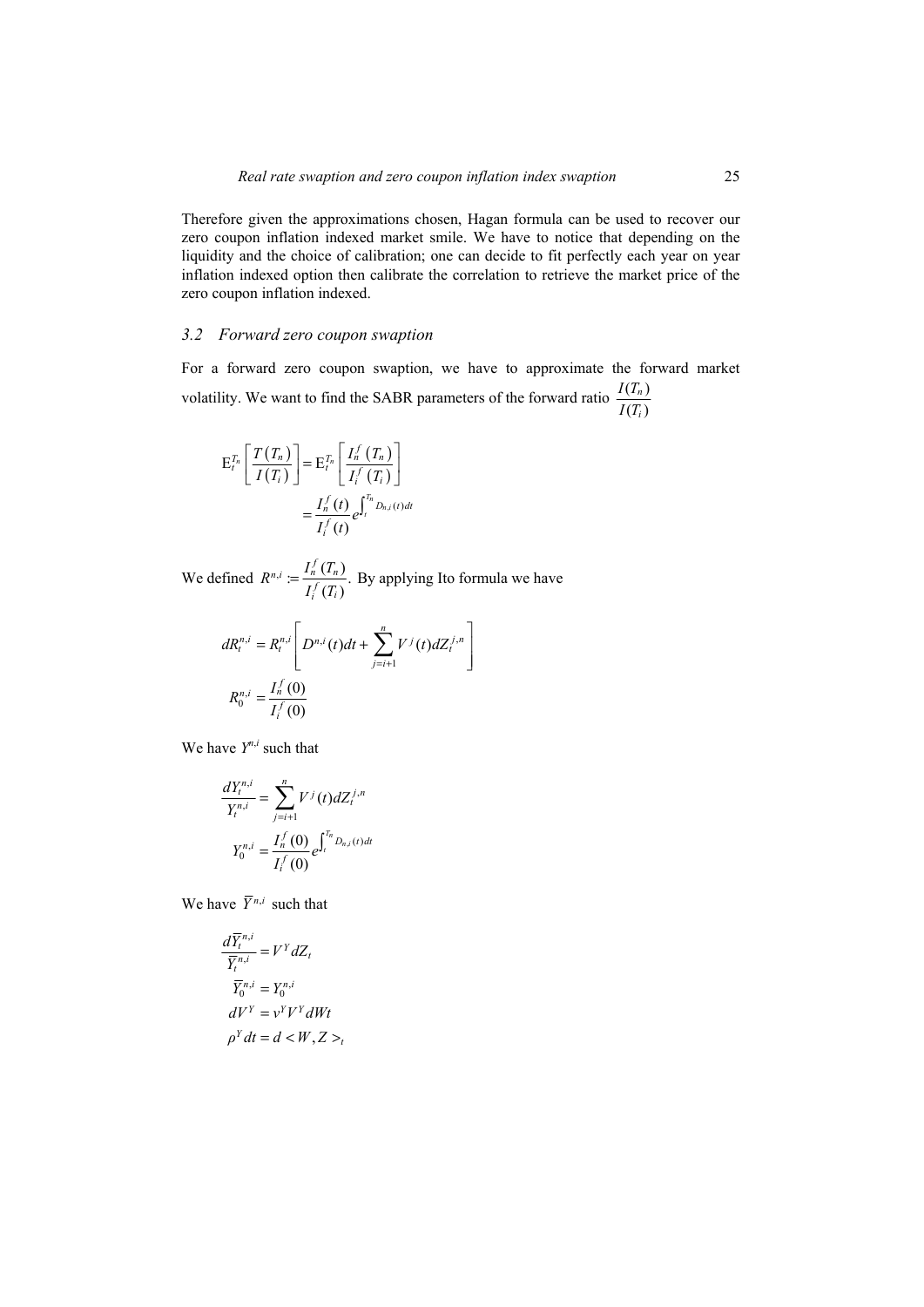Therefore given the approximations chosen, Hagan formula can be used to recover our zero coupon inflation indexed market smile. We have to notice that depending on the liquidity and the choice of calibration; one can decide to fit perfectly each year on year inflation indexed option then calibrate the correlation to retrieve the market price of the zero coupon inflation indexed.

### 3.2 Forward zero coupon swaption

For a forward zero coupon swaption, we have to approximate the forward market volatility. We want to find the SABR parameters of the forward ratio $\dfrac{I(T_n)}{I(T_i)}$

$$
\begin{aligned}
\mathrm{E}_t^{T_n}\left[\frac{T(T_n)}{I(T_i)}\right] &= \mathrm{E}_t^{T_n}\left[\frac{I_n^f(T_n)}{I_i^f(T_i)}\right] \\
&= \frac{I_n^f(t)}{I_i^f(t)} e^{\int_t^{T_n} D_{n,i}(t)dt}
\end{aligned}
$$

We defined $R^{n,i} := \dfrac{I_n^f(T_n)}{I_i^f(T_i)}$. By applying Ito formula we have

$$
\begin{aligned}
dR_t^{n,i} &= R_t^{n,i}\left[D^{n,i}(t)dt + \sum_{j=i+1}^{n} V^j(t)dZ_t^{j,n}\right] \\
R_0^{n,i} &= \frac{I_n^f(0)}{I_i^f(0)}
\end{aligned}
$$

We have $Y^{n,i}$ such that

$$
\begin{aligned}
\frac{dY_t^{n,i}}{Y_t^{n,i}} &= \sum_{j=i+1}^{n} V^j(t)dZ_t^{j,n} \\
Y_0^{n,i} &= \frac{I_n^f(0)}{I_i^f(0)} e^{\int_t^{T_n} D_{n,i}(t)dt}
\end{aligned}
$$

We have $\bar{Y}^{n,i}$ such that

$$
\begin{aligned}
\frac{d\bar{Y}_t^{n,i}}{\bar{Y}_t^{n,i}} &= V^Y dZ_t \\
\bar{Y}_0^{n,i} &= Y_0^{n,i} \\
dV^Y &= v^Y V^Y dWt \\
\rho^Y dt &= d < W, Z >_t
\end{aligned}
$$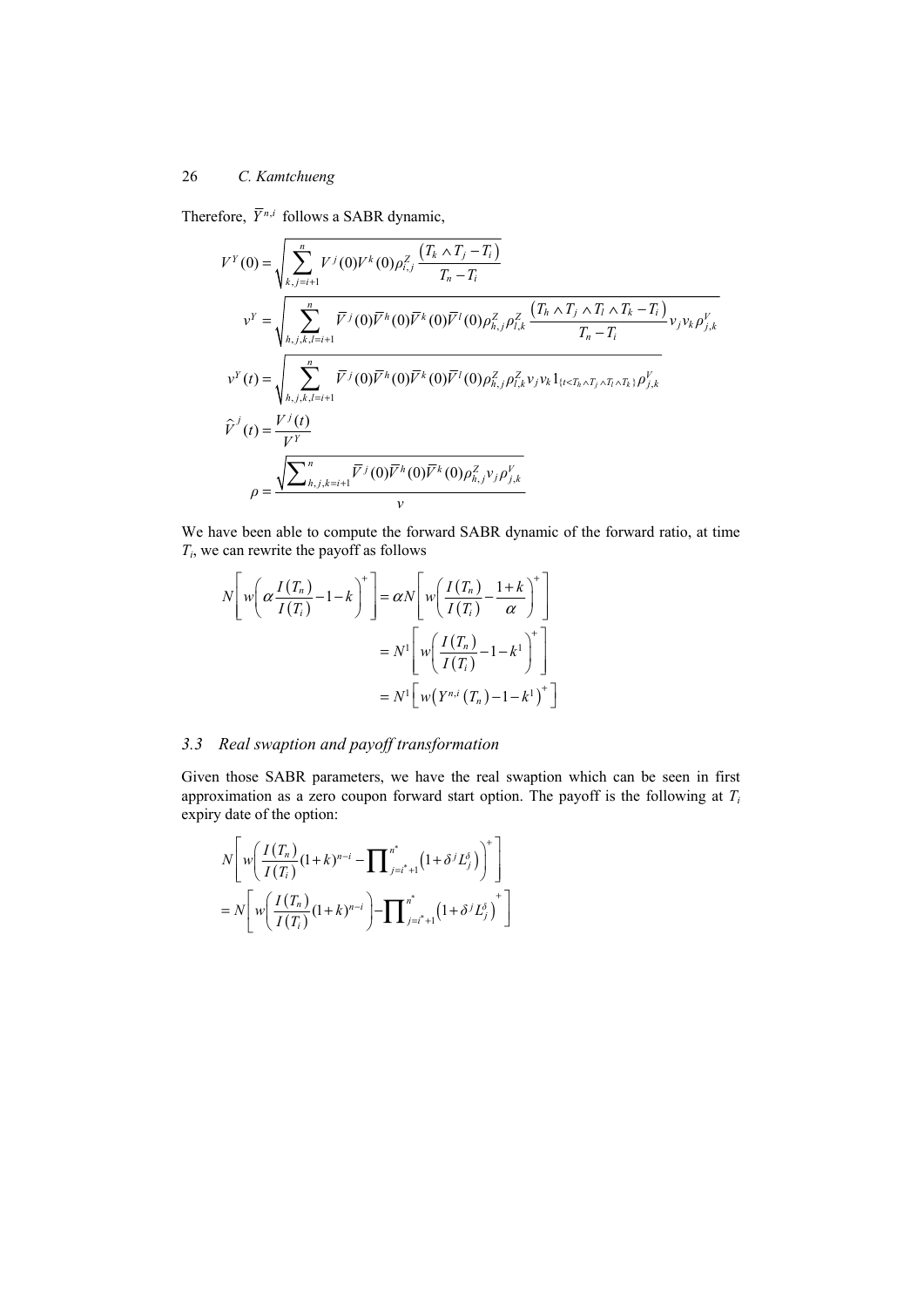Therefore, $\overline{Y}^{n,i}$ follows a SABR dynamic,

$$V^Y(0) = \sqrt{\sum_{k,j=i+1}^{n} V^j(0)V^k(0)\rho_{i,j}^Z \frac{\left(T_k \wedge T_j - T_i\right)}{T_n - T_i}}$$

$$v^Y = \sqrt{\sum_{h,j,k,l=i+1}^{n} \overline{V}^j(0)\overline{V}^h(0)\overline{V}^k(0)\overline{V}^l(0)\rho_{h,j}^Z\rho_{l,k}^Z \frac{\left(T_h \wedge T_j \wedge T_l \wedge T_k - T_i\right)}{T_n - T_i} v_j v_k \rho_{j,k}^V}$$

$$v^Y(t) = \sqrt{\sum_{h,j,k,l=i+1}^{n} \overline{V}^j(0)\overline{V}^h(0)\overline{V}^k(0)\overline{V}^l(0)\rho_{h,j}^Z\rho_{l,k}^Z v_j v_k 1_{\{t<T_h \wedge T_j \wedge T_l \wedge T_k\}} \rho_{j,k}^V}$$

$$\widehat{V}^j(t) = \frac{V^j(t)}{V^Y}$$

$$\rho = \frac{\sqrt{\sum_{h,j,k=i+1}^{n} \overline{V}^j(0)\overline{V}^h(0)\overline{V}^k(0)\rho_{h,j}^Z v_j \rho_{j,k}^V}}{v}$$

We have been able to compute the forward SABR dynamic of the forward ratio, at time $T_i$, we can rewrite the payoff as follows

$$
\begin{aligned}
N\left[w\left(\alpha\frac{I(T_n)}{I(T_i)} - 1 - k\right)^+\right] &= \alpha N\left[w\left(\frac{I(T_n)}{I(T_i)} - \frac{1+k}{\alpha}\right)^+\right] \\
&= N^1\left[w\left(\frac{I(T_n)}{I(T_i)} - 1 - k^1\right)^+\right] \\
&= N^1\left[w\left(Y^{n,i}(T_n) - 1 - k^1\right)^+\right]
\end{aligned}
$$

### 3.3 Real swaption and payoff transformation

Given those SABR parameters, we have the real swaption which can be seen in first approximation as a zero coupon forward start option. The payoff is the following at $T_i$ expiry date of the option:

$$
\begin{aligned}
&N\left[w\left(\frac{I(T_n)}{I(T_i)}(1+k)^{n-i} - \prod_{j=i^*+1}^{n^*}\left(1+\delta^j L_j^\delta\right)\right)^+\right] \\
&= N\left[w\left(\frac{I(T_n)}{I(T_i)}(1+k)^{n-i}\right) - \prod_{j=i^*+1}^{n^*}\left(1+\delta^j L_j^\delta\right)^+\right]
\end{aligned}
$$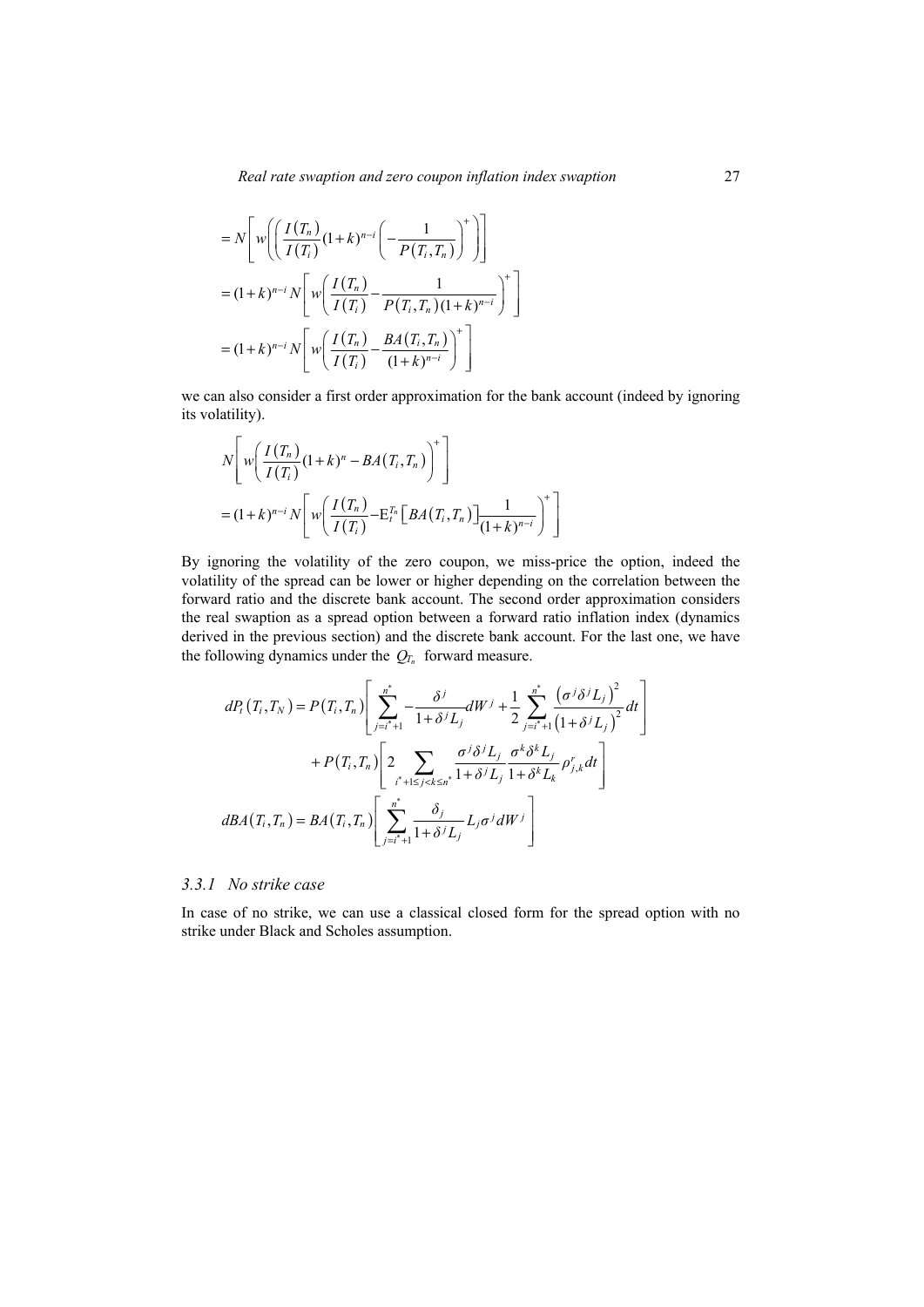$$= N\left[ w\left( \left( \frac{I(T_n)}{I(T_i)}(1+k)^{n-i} \left( -\frac{1}{P(T_i,T_n)} \right)^+ \right) \right]$$

$$= (1+k)^{n-i} N\left[ w\left( \frac{I(T_n)}{I(T_i)} - \frac{1}{P(T_i,T_n)(1+k)^{n-i}} \right)^+ \right]$$

$$= (1+k)^{n-i} N\left[ w\left( \frac{I(T_n)}{I(T_i)} - \frac{BA(T_i,T_n)}{(1+k)^{n-i}} \right)^+ \right]$$

we can also consider a first order approximation for the bank account (indeed by ignoring its volatility).

$$N\left[ w\left( \frac{I(T_n)}{I(T_i)}(1+k)^n - BA(T_i,T_n) \right)^+ \right]$$

$$= (1+k)^{n-i} N\left[ w\left( \frac{I(T_n)}{I(T_i)} - \mathrm{E}_t^{T_n}\left[ BA(T_i,T_n) \right] \frac{1}{(1+k)^{n-i}} \right)^+ \right]$$

By ignoring the volatility of the zero coupon, we miss-price the option, indeed the volatility of the spread can be lower or higher depending on the correlation between the forward ratio and the discrete bank account. The second order approximation considers the real swaption as a spread option between a forward ratio inflation index (dynamics derived in the previous section) and the discrete bank account. For the last one, we have the following dynamics under the $Q_{T_n}$ forward measure.

$$dP_t(T_i,T_N) = P(T_i,T_n)\left[ \sum_{j=i^*+1}^{n^*} -\frac{\delta^j}{1+\delta^j L_j} dW^j + \frac{1}{2} \sum_{j=i^*+1}^{n^*} \frac{\left(\sigma^j \delta^j L_j\right)^2}{\left(1+\delta^j L_j\right)^2} dt \right]$$

$$+ P(T_i,T_n)\left[ 2 \sum_{i^*+1 \le j < k \le n^*} \frac{\sigma^j \delta^j L_j}{1+\delta^j L_j} \frac{\sigma^k \delta^k L_j}{1+\delta^k L_k} \rho_{j,k}^r dt \right]$$

$$dBA(T_i,T_n) = BA(T_i,T_n)\left[ \sum_{j=i^*+1}^{n^*} \frac{\delta_j}{1+\delta^j L_j} L_j \sigma^j dW^j \right]$$

### 3.3.1 No strike case

In case of no strike, we can use a classical closed form for the spread option with no strike under Black and Scholes assumption.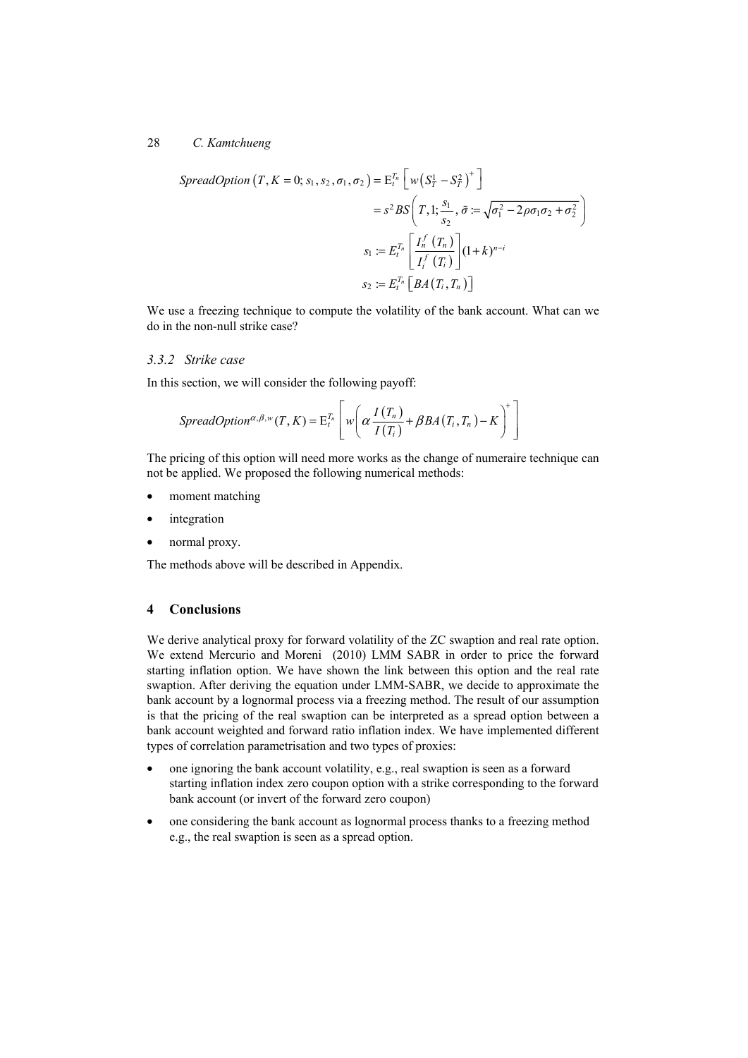$$
\begin{aligned}
SpreadOption\left(T, K=0; s_1, s_2, \sigma_1, \sigma_2\right) &= \mathrm{E}_t^{T_n}\left[w\left(S_T^1 - S_T^2\right)^+\right] \\
&= s^2 BS\left(T, 1; \frac{s_1}{s_2}, \tilde{\sigma} := \sqrt{\sigma_1^2 - 2\rho\sigma_1\sigma_2 + \sigma_2^2}\right) \\
s_1 &:= E_t^{T_n}\left[\frac{I_n^f\left(T_n\right)}{I_i^f\left(T_i\right)}\right](1+k)^{n-i} \\
s_2 &:= E_t^{T_n}\left[BA\left(T_i, T_n\right)\right]
\end{aligned}
$$

We use a freezing technique to compute the volatility of the bank account. What can we do in the non-null strike case?

### 3.3.2 Strike case

In this section, we will consider the following payoff:

$$
SpreadOption^{\alpha,\beta,w}(T, K) = \mathrm{E}_t^{T_n}\left[w\left(\alpha\frac{I\left(T_n\right)}{I\left(T_i\right)} + \beta BA\left(T_i, T_n\right) - K\right)^+\right]
$$

The pricing of this option will need more works as the change of numeraire technique can not be applied. We proposed the following numerical methods:

- moment matching
- integration
- normal proxy.

The methods above will be described in Appendix.

## 4 Conclusions

We derive analytical proxy for forward volatility of the ZC swaption and real rate option. We extend Mercurio and Moreni (2010) LMM SABR in order to price the forward starting inflation option. We have shown the link between this option and the real rate swaption. After deriving the equation under LMM-SABR, we decide to approximate the bank account by a lognormal process via a freezing method. The result of our assumption is that the pricing of the real swaption can be interpreted as a spread option between a bank account weighted and forward ratio inflation index. We have implemented different types of correlation parametrisation and two types of proxies:

- one ignoring the bank account volatility, e.g., real swaption is seen as a forward starting inflation index zero coupon option with a strike corresponding to the forward bank account (or invert of the forward zero coupon)
- one considering the bank account as lognormal process thanks to a freezing method e.g., the real swaption is seen as a spread option.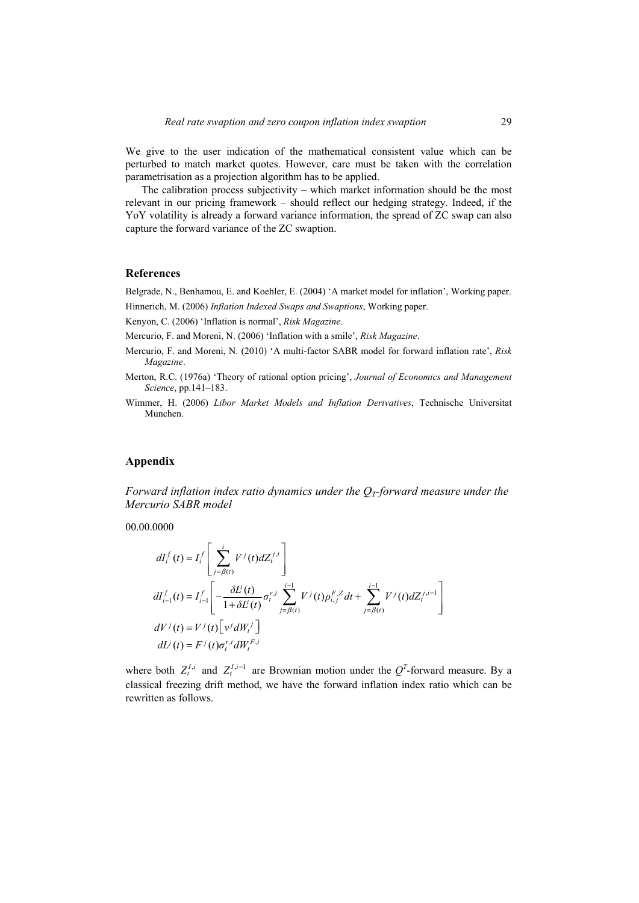We give to the user indication of the mathematical consistent value which can be perturbed to match market quotes. However, care must be taken with the correlation parametrisation as a projection algorithm has to be applied.

The calibration process subjectivity – which market information should be the most relevant in our pricing framework – should reflect our hedging strategy. Indeed, if the YoY volatility is already a forward variance information, the spread of ZC swap can also capture the forward variance of the ZC swaption.

## References

Belgrade, N., Benhamou, E. and Koehler, E. (2004) 'A market model for inflation', Working paper.

Hinnerich, M. (2006) *Inflation Indexed Swaps and Swaptions*, Working paper.

Kenyon, C. (2006) 'Inflation is normal', *Risk Magazine*.

Mercurio, F. and Moreni, N. (2006) 'Inflation with a smile', *Risk Magazine*.

Mercurio, F. and Moreni, N. (2010) 'A multi-factor SABR model for forward inflation rate', *Risk Magazine*.

Merton, R.C. (1976a) 'Theory of rational option pricing', *Journal of Economics and Management Science*, pp.141–183.

Wimmer, H. (2006) *Libor Market Models and Inflation Derivatives*, Technische Universitat Munchen.

## Appendix

### *Forward inflation index ratio dynamics under the $Q_T$-forward measure under the Mercurio SABR model*

00.00.0000

$$
\begin{aligned}
dI_i^f(t) &= I_i^f\left[\sum_{j=\beta(t)}^{i} V^j(t)dZ_t^{j,i}\right] \\
dI_{i-1}^f(t) &= I_{i-1}^f\left[-\frac{\delta L^i(t)}{1+\delta L^i(t)}\sigma_t^{r,i}\sum_{j=\beta(t)}^{i-1} V^j(t)\rho_{i,j}^{F,Z}dt + \sum_{j=\beta(t)}^{i-1} V^j(t)dZ_t^{j,i-1}\right] \\
dV^j(t) &= V^j(t)\left[v^j dW_t^j\right] \\
dL^j(t) &= F^j(t)\sigma_t^{r,i}dW_t^{F,i}
\end{aligned}
$$

where both $Z_t^{I,i}$ and $Z_t^{I,i-1}$ are Brownian motion under the $Q^T$-forward measure. By a classical freezing drift method, we have the forward inflation index ratio which can be rewritten as follows.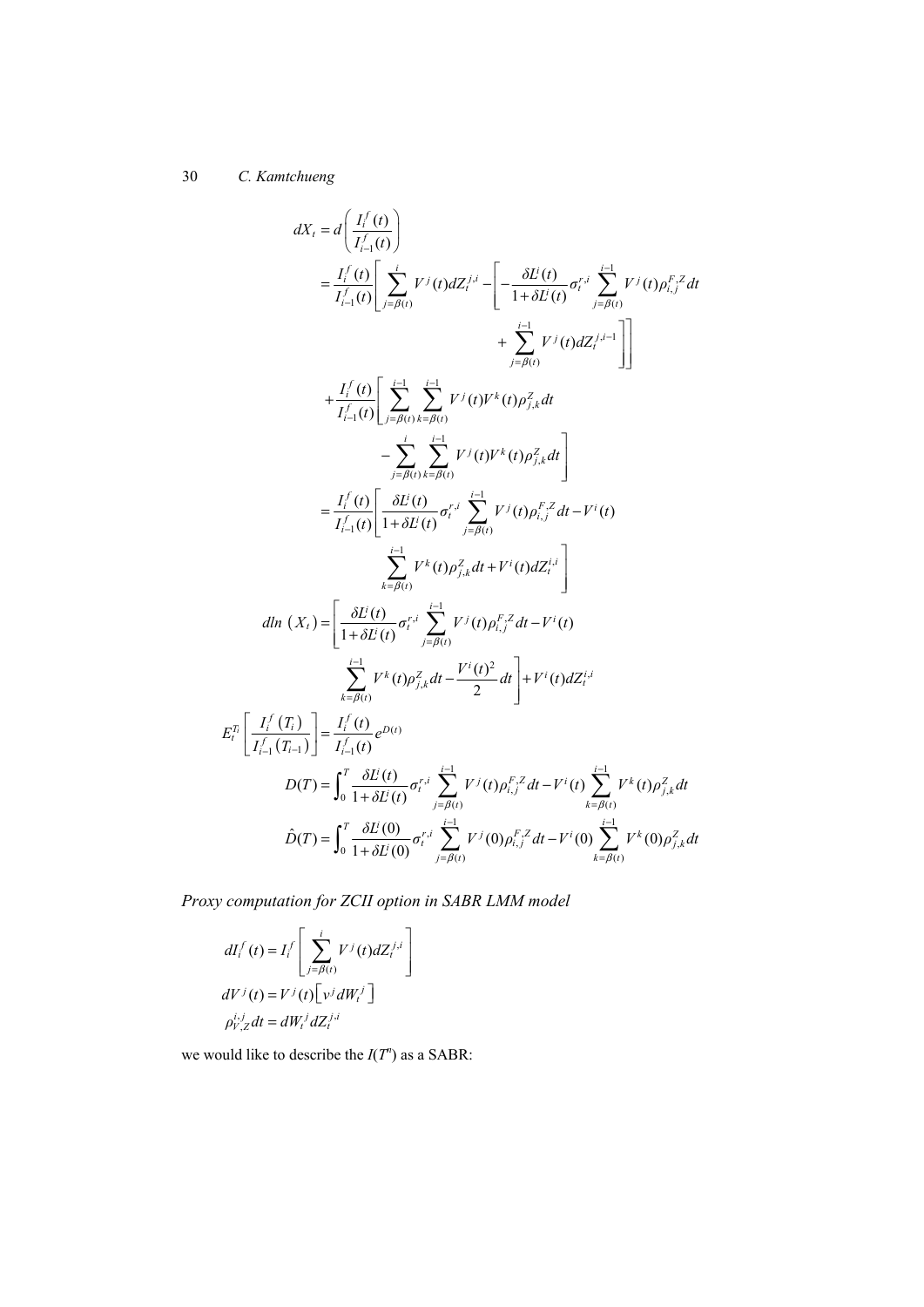$$
\begin{aligned}
dX_t &= d\left(\frac{I_i^f(t)}{I_{i-1}^f(t)}\right) \\
&= \frac{I_i^f(t)}{I_{i-1}^f(t)}\left[\sum_{j=\beta(t)}^{i} V^j(t)dZ_t^{j,i} - \left[-\frac{\delta L^i(t)}{1+\delta L^i(t)}\sigma_t^{r,i}\sum_{j=\beta(t)}^{i-1} V^j(t)\rho_{i,j}^{F,Z}dt \right.\right. \\
&\qquad\qquad \left.\left. + \sum_{j=\beta(t)}^{i-1} V^j(t)dZ_t^{j,i-1}\right]\right] \\
&\quad + \frac{I_i^f(t)}{I_{i-1}^f(t)}\left[\sum_{j=\beta(t)}^{i-1}\sum_{k=\beta(t)}^{i-1} V^j(t)V^k(t)\rho_{j,k}^Z dt \right. \\
&\qquad\qquad \left. - \sum_{j=\beta(t)}^{i}\sum_{k=\beta(t)}^{i-1} V^j(t)V^k(t)\rho_{j,k}^Z dt\right] \\
&= \frac{I_i^f(t)}{I_{i-1}^f(t)}\left[\frac{\delta L^i(t)}{1+\delta L^i(t)}\sigma_t^{r,i}\sum_{j=\beta(t)}^{i-1} V^j(t)\rho_{i,j}^{F,Z}dt - V^i(t)\right. \\
&\qquad\qquad \left.\sum_{k=\beta(t)}^{i-1} V^k(t)\rho_{j,k}^Z dt + V^i(t)dZ_t^{i,i}\right]
\end{aligned}
$$

$$
\begin{aligned}
d\ln\left(X_t\right) &= \left[\frac{\delta L^i(t)}{1+\delta L^i(t)}\sigma_t^{r,i}\sum_{j=\beta(t)}^{i-1} V^j(t)\rho_{i,j}^{F,Z}dt - V^i(t)\right. \\
&\qquad \left.\sum_{k=\beta(t)}^{i-1} V^k(t)\rho_{j,k}^Z dt - \frac{V^i(t)^2}{2}dt\right] + V^i(t)dZ_t^{i,i}
\end{aligned}
$$

$$
E_t^{T_i}\left[\frac{I_i^f(T_i)}{I_{i-1}^f(T_{i-1})}\right] = \frac{I_i^f(t)}{I_{i-1}^f(t)}e^{D(t)}
$$

$$
D(T) = \int_0^T \frac{\delta L^i(t)}{1+\delta L^i(t)}\sigma_t^{r,i}\sum_{j=\beta(t)}^{i-1} V^j(t)\rho_{i,j}^{F,Z}dt - V^i(t)\sum_{k=\beta(t)}^{i-1} V^k(t)\rho_{j,k}^Z dt
$$

$$
\hat{D}(T) = \int_0^T \frac{\delta L^i(0)}{1+\delta L^i(0)}\sigma_t^{r,i}\sum_{j=\beta(t)}^{i-1} V^j(0)\rho_{i,j}^{F,Z}dt - V^i(0)\sum_{k=\beta(t)}^{i-1} V^k(0)\rho_{j,k}^Z dt
$$

*Proxy computation for ZCII option in SABR LMM model*

$$
\begin{aligned}
dI_i^f(t) &= I_i^f\left[\sum_{j=\beta(t)}^{i} V^j(t)dZ_t^{j,i}\right] \\
dV^j(t) &= V^j(t)\left[v^j dW_t^j\right] \\
\rho_{V,Z}^{i,j}dt &= dW_t^j dZ_t^{j,i}
\end{aligned}
$$

we would like to describe the $I(T^n)$ as a SABR: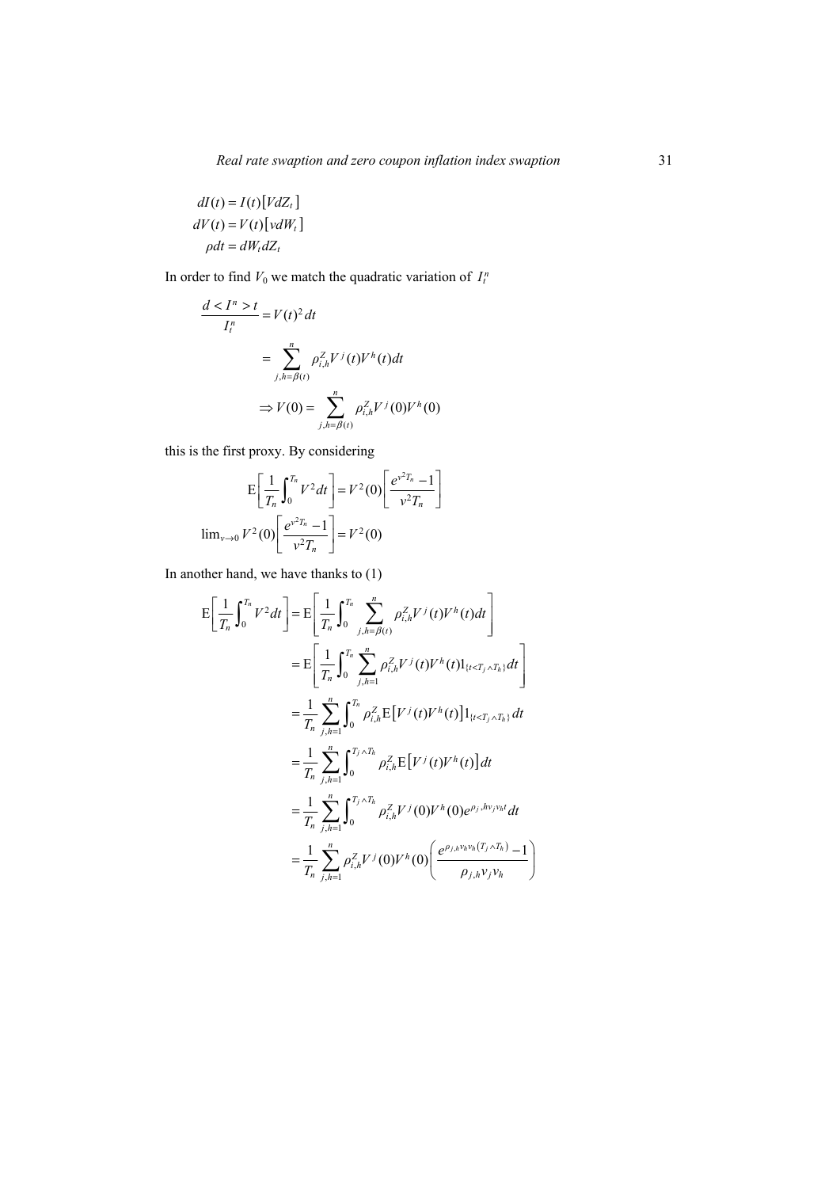$$
\begin{aligned}
dI(t) &= I(t)\left[VdZ_t\right] \\
dV(t) &= V(t)\left[vdW_t\right] \\
\rho dt &= dW_t dZ_t
\end{aligned}
$$

In order to find $V_0$ we match the quadratic variation of $I_t^n$

$$
\begin{aligned}
\frac{d < I^n > t}{I_t^n} &= V(t)^2 dt \\
&= \sum_{j,h=\beta(t)}^{n} \rho_{i,h}^Z V^j(t) V^h(t) dt \\
&\Rightarrow V(0) = \sum_{j,h=\beta(t)}^{n} \rho_{i,h}^Z V^j(0) V^h(0)
\end{aligned}
$$

this is the first proxy. By considering

$$
\mathrm{E}\left[\frac{1}{T_n}\int_0^{T_n} V^2 dt\right] = V^2(0)\left[\frac{e^{v^2 T_n} - 1}{v^2 T_n}\right]
$$

$$
\lim_{v\to 0} V^2(0)\left[\frac{e^{v^2 T_n} - 1}{v^2 T_n}\right] = V^2(0)
$$

In another hand, we have thanks to (1)

$$
\begin{aligned}
\mathrm{E}\left[\frac{1}{T_n}\int_0^{T_n} V^2 dt\right] &= \mathrm{E}\left[\frac{1}{T_n}\int_0^{T_n} \sum_{j,h=\beta(t)}^{n} \rho_{i,h}^Z V^j(t) V^h(t) dt\right] \\
&= \mathrm{E}\left[\frac{1}{T_n}\int_0^{T_n} \sum_{j,h=1}^{n} \rho_{i,h}^Z V^j(t) V^h(t) 1_{\{t < T_j \wedge T_h\}} dt\right] \\
&= \frac{1}{T_n}\sum_{j,h=1}^{n}\int_0^{T_n} \rho_{i,h}^Z \mathrm{E}\left[V^j(t) V^h(t)\right] 1_{\{t < T_j \wedge T_h\}} dt \\
&= \frac{1}{T_n}\sum_{j,h=1}^{n}\int_0^{T_j \wedge T_h} \rho_{i,h}^Z \mathrm{E}\left[V^j(t) V^h(t)\right] dt \\
&= \frac{1}{T_n}\sum_{j,h=1}^{n}\int_0^{T_j \wedge T_h} \rho_{i,h}^Z V^j(0) V^h(0) e^{\rho_{j,h} v_j v_h t} dt \\
&= \frac{1}{T_n}\sum_{j,h=1}^{n} \rho_{i,h}^Z V^j(0) V^h(0)\left(\frac{e^{\rho_{j,h} v_h v_h (T_j \wedge T_h)} - 1}{\rho_{j,h} v_j v_h}\right)
\end{aligned}
$$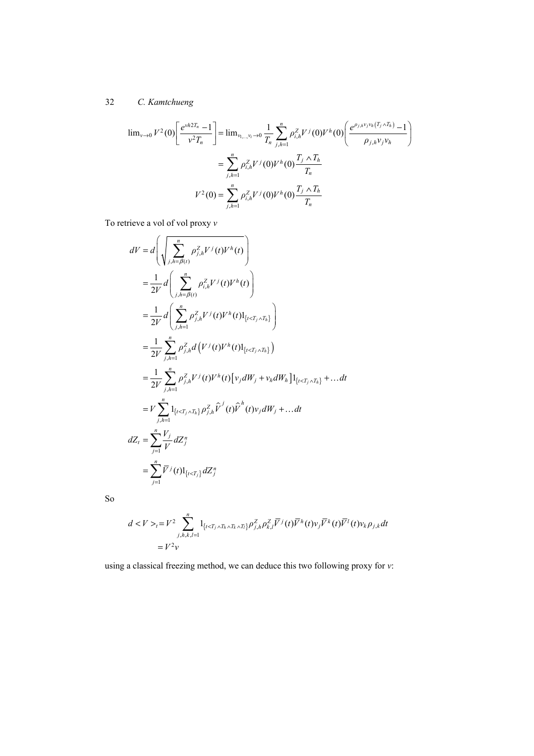$$\lim_{v \to 0} V^2(0)\left[\frac{e^{vh2T_n}-1}{v^2 T_n}\right] = \lim_{v_1,\ldots,v_i \to 0} \frac{1}{T_n}\sum_{j,h=1}^{n} \rho_{i,h}^{Z} V^j(0) V^h(0)\left(\frac{e^{\rho_{j,h} v_j v_h (T_j \wedge T_h)}-1}{\rho_{j,h} v_j v_h}\right)$$

$$= \sum_{j,h=1}^{n} \rho_{i,h}^{Z} V^j(0) V^h(0) \frac{T_j \wedge T_h}{T_n}$$

$$V^2(0) = \sum_{j,h=1}^{n} \rho_{i,h}^{Z} V^j(0) V^h(0) \frac{T_j \wedge T_h}{T_n}$$

To retrieve a vol of vol proxy $v$

$$dV = d\left(\sqrt{\sum_{j,h=\beta(t)}^{n} \rho_{j,h}^{Z} V^j(t) V^h(t)}\right)$$

$$= \frac{1}{2V} d\left(\sum_{j,h=\beta(t)}^{n} \rho_{i,h}^{Z} V^j(t) V^h(t)\right)$$

$$= \frac{1}{2V} d\left(\sum_{j,h=1}^{n} \rho_{j,h}^{Z} V^j(t) V^h(t) 1_{\{t<T_j \wedge T_h\}}\right)$$

$$= \frac{1}{2V} \sum_{j,h=1}^{n} \rho_{j,h}^{Z} d\left(V^j(t) V^h(t) 1_{\{t<T_j \wedge T_h\}}\right)$$

$$= \frac{1}{2V} \sum_{j,h=1}^{n} \rho_{j,h}^{Z} V^j(t) V^h(t)\left[v_j dW_j + v_h dW_h\right] 1_{\{t<T_j \wedge T_h\}} + \ldots dt$$

$$= V \sum_{j,h=1}^{n} 1_{\{t<T_j \wedge T_h\}} \rho_{j,h}^{Z} \widehat{V}^j(t) \widehat{V}^h(t) v_j dW_j + \ldots dt$$

$$dZ_t = \sum_{j=1}^{n} \frac{V_j}{V} dZ_j^n$$

$$= \sum_{j=1}^{n} \overline{V}^j(t) 1_{\{t<T_j\}} dZ_j^n$$

So

$$d<V>_t = V^2 \sum_{j,h,k,l=1}^{n} 1_{\{t<T_j \wedge T_h \wedge T_k \wedge T_l\}} \rho_{j,h}^{Z} \rho_{k,l}^{Z} \overline{V}^j(t) \overline{V}^h(t) v_j \overline{V}^k(t) \overline{V}^l(t) v_k \rho_{j,k} dt$$

$$= V^2 v$$

using a classical freezing method, we can deduce this two following proxy for $v$: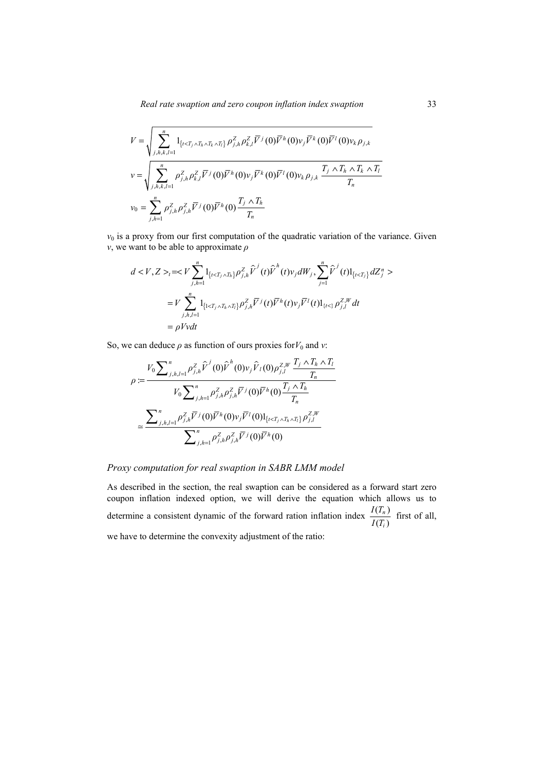$$V = \sqrt{\sum_{j,h,k,l=1}^{n} 1_{\{t<T_j \wedge T_h \wedge T_k \wedge T_l\}} \rho_{j,h}^{Z} \rho_{k,l}^{Z} \bar{V}^{j}(0) \bar{V}^{h}(0) v_j \bar{V}^{k}(0) \bar{V}^{l}(0) v_k \rho_{j,k}}$$

$$v = \sqrt{\sum_{j,h,k,l=1}^{n} \rho_{j,h}^{Z} \rho_{k,l}^{Z} \bar{V}^{j}(0) \bar{V}^{h}(0) v_j \bar{V}^{k}(0) \bar{V}^{l}(0) v_k \rho_{j,k} \frac{T_j \wedge T_h \wedge T_k \wedge T_l}{T_n}}$$

$$v_0 = \sum_{j,h=1}^{n} \rho_{j,h}^{Z} \rho_{j,h}^{Z} \bar{V}^{j}(0) \bar{V}^{h}(0) \frac{T_j \wedge T_h}{T_n}$$

$v_0$ is a proxy from our first computation of the quadratic variation of the variance. Given $v$, we want to be able to approximate $\rho$

$$\begin{aligned}
d < V, Z >_t &= < V \sum_{j,h=1}^{n} 1_{\{t<T_j \wedge T_h\}} \rho_{j,h}^{Z} \hat{V}^{j}(t) \hat{V}^{h}(t) v_j dW_j, \sum_{j=1}^{n} \hat{V}^{j}(t) 1_{\{t<T_j\}} dZ_j^n > \\
&= V \sum_{j,h,l=1}^{n} 1_{\{1<T_j \wedge T_h \wedge T_l\}} \rho_{j,h}^{Z} \bar{V}^{j}(t) \bar{V}^{h}(t) v_j \bar{V}^{l}(t) 1_{\{t<\}} \rho_{j,l}^{Z,W} dt \\
&= \rho V v dt
\end{aligned}$$

So, we can deduce $\rho$ as function of ours proxies for $V_0$ and $v$:

$$\begin{aligned}
\rho &:= \frac{V_0 \sum_{j,h,l=1}^{n} \rho_{j,h}^{Z} \hat{V}^{j}(0) \hat{V}^{h}(0) v_j \hat{V}_l(0) \rho_{j,l}^{Z,W} \frac{T_j \wedge T_h \wedge T_l}{T_n}}{V_0 \sum_{j,h=1}^{n} \rho_{j,h}^{Z} \rho_{j,h}^{Z} \bar{V}^{j}(0) \bar{V}^{h}(0) \frac{T_j \wedge T_h}{T_n}} \\
&\simeq \frac{\sum_{j,h,l=1}^{n} \rho_{j,h}^{Z} \bar{V}^{j}(0) \bar{V}^{h}(0) v_j \bar{V}^{l}(0) 1_{\{t<T_j \wedge T_h \wedge T_l\}} \rho_{j,l}^{Z,W}}{\sum_{j,h=1}^{n} \rho_{j,h}^{Z} \rho_{j,h}^{Z} \bar{V}^{j}(0) \bar{V}^{h}(0)}
\end{aligned}$$

### *Proxy computation for real swaption in SABR LMM model*

As described in the section, the real swaption can be considered as a forward start zero coupon inflation indexed option, we will derive the equation which allows us to determine a consistent dynamic of the forward ration inflation index $\frac{I(T_n)}{I(T_i)}$ first of all, we have to determine the convexity adjustment of the ratio: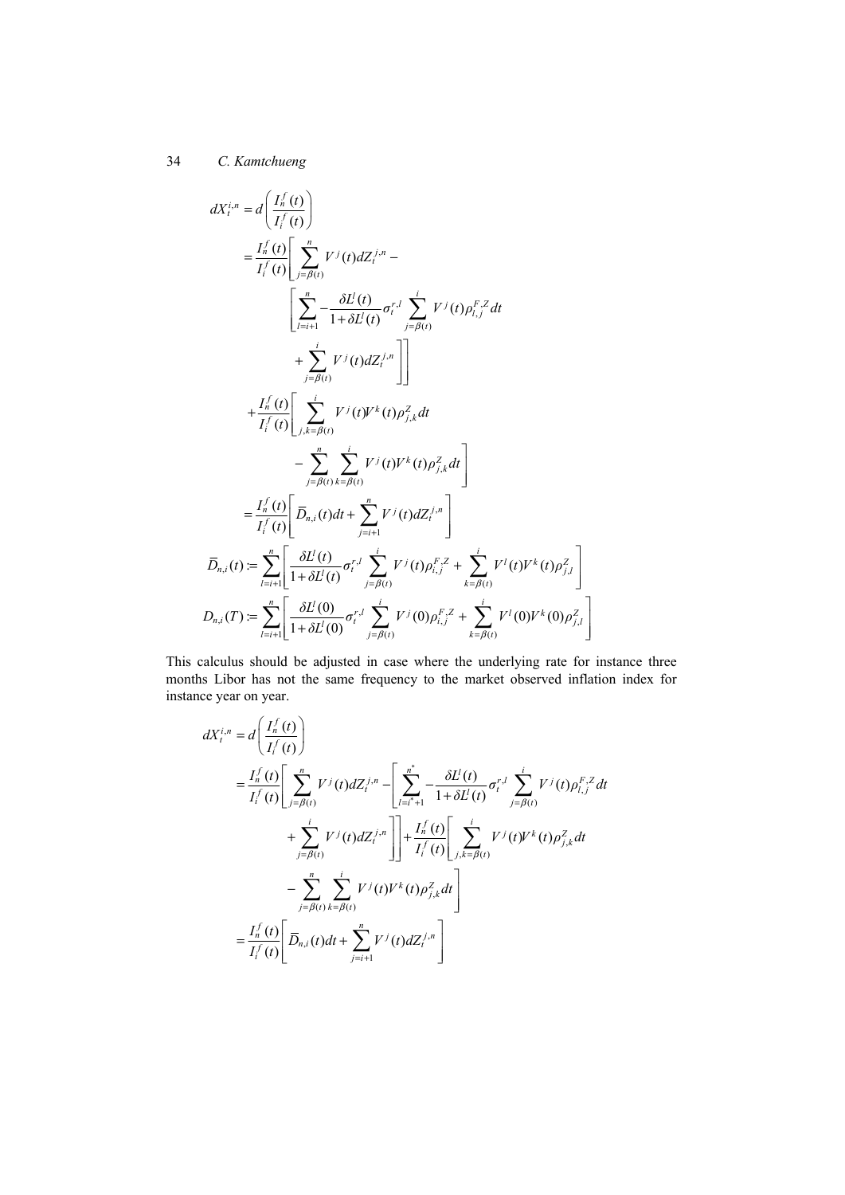$$
\begin{aligned}
dX_t^{i,n} &= d\left(\frac{I_n^f(t)}{I_i^f(t)}\right) \\
&= \frac{I_n^f(t)}{I_i^f(t)}\left[\sum_{j=\beta(t)}^{n} V^j(t)dZ_t^{j,n} - \right. \\
&\qquad \left[\sum_{l=i+1}^{n} -\frac{\delta L^l(t)}{1+\delta L^l(t)}\sigma_t^{r,l}\sum_{j=\beta(t)}^{i} V^j(t)\rho_{l,j}^{F,Z}dt \right. \\
&\qquad \left.\left. + \sum_{j=\beta(t)}^{i} V^j(t)dZ_t^{j,n}\right]\right] \\
&\quad + \frac{I_n^f(t)}{I_i^f(t)}\left[\sum_{j,k=\beta(t)}^{i} V^j(t)V^k(t)\rho_{j,k}^{Z}dt \right. \\
&\qquad \left. - \sum_{j=\beta(t)}^{n}\sum_{k=\beta(t)}^{i} V^j(t)V^k(t)\rho_{j,k}^{Z}dt\right] \\
&= \frac{I_n^f(t)}{I_i^f(t)}\left[\overline{D}_{n,i}(t)dt + \sum_{j=i+1}^{n} V^j(t)dZ_t^{j,n}\right]
\end{aligned}
$$

$$
\overline{D}_{n,i}(t) := \sum_{l=i+1}^{n}\left[\frac{\delta L^l(t)}{1+\delta L^l(t)}\sigma_t^{r,l}\sum_{j=\beta(t)}^{i} V^j(t)\rho_{i,j}^{F,Z} + \sum_{k=\beta(t)}^{i} V^l(t)V^k(t)\rho_{j,l}^{Z}\right]
$$

$$
D_{n,i}(T) := \sum_{l=i+1}^{n}\left[\frac{\delta L^l(0)}{1+\delta L^l(0)}\sigma_t^{r,l}\sum_{j=\beta(t)}^{i} V^j(0)\rho_{i,j}^{F,Z} + \sum_{k=\beta(t)}^{i} V^l(0)V^k(0)\rho_{j,l}^{Z}\right]
$$

This calculus should be adjusted in case where the underlying rate for instance three months Libor has not the same frequency to the market observed inflation index for instance year on year.

$$
\begin{aligned}
dX_t^{i,n} &= d\left(\frac{I_n^f(t)}{I_i^f(t)}\right) \\
&= \frac{I_n^f(t)}{I_i^f(t)}\left[\sum_{j=\beta(t)}^{n} V^j(t)dZ_t^{j,n} - \left[\sum_{l=i^*+1}^{n^*} -\frac{\delta L^l(t)}{1+\delta L^l(t)}\sigma_t^{r,l}\sum_{j=\beta(t)}^{i} V^j(t)\rho_{l,j}^{F,Z}dt \right.\right. \\
&\qquad \left.\left. + \sum_{j=\beta(t)}^{i} V^j(t)dZ_t^{j,n}\right]\right] + \frac{I_n^f(t)}{I_i^f(t)}\left[\sum_{j,k=\beta(t)}^{i} V^j(t)V^k(t)\rho_{j,k}^{Z}dt \right. \\
&\qquad \left. - \sum_{j=\beta(t)}^{n}\sum_{k=\beta(t)}^{i} V^j(t)V^k(t)\rho_{j,k}^{Z}dt\right] \\
&= \frac{I_n^f(t)}{I_i^f(t)}\left[\overline{D}_{n,i}(t)dt + \sum_{j=i+1}^{n} V^j(t)dZ_t^{j,n}\right]
\end{aligned}
$$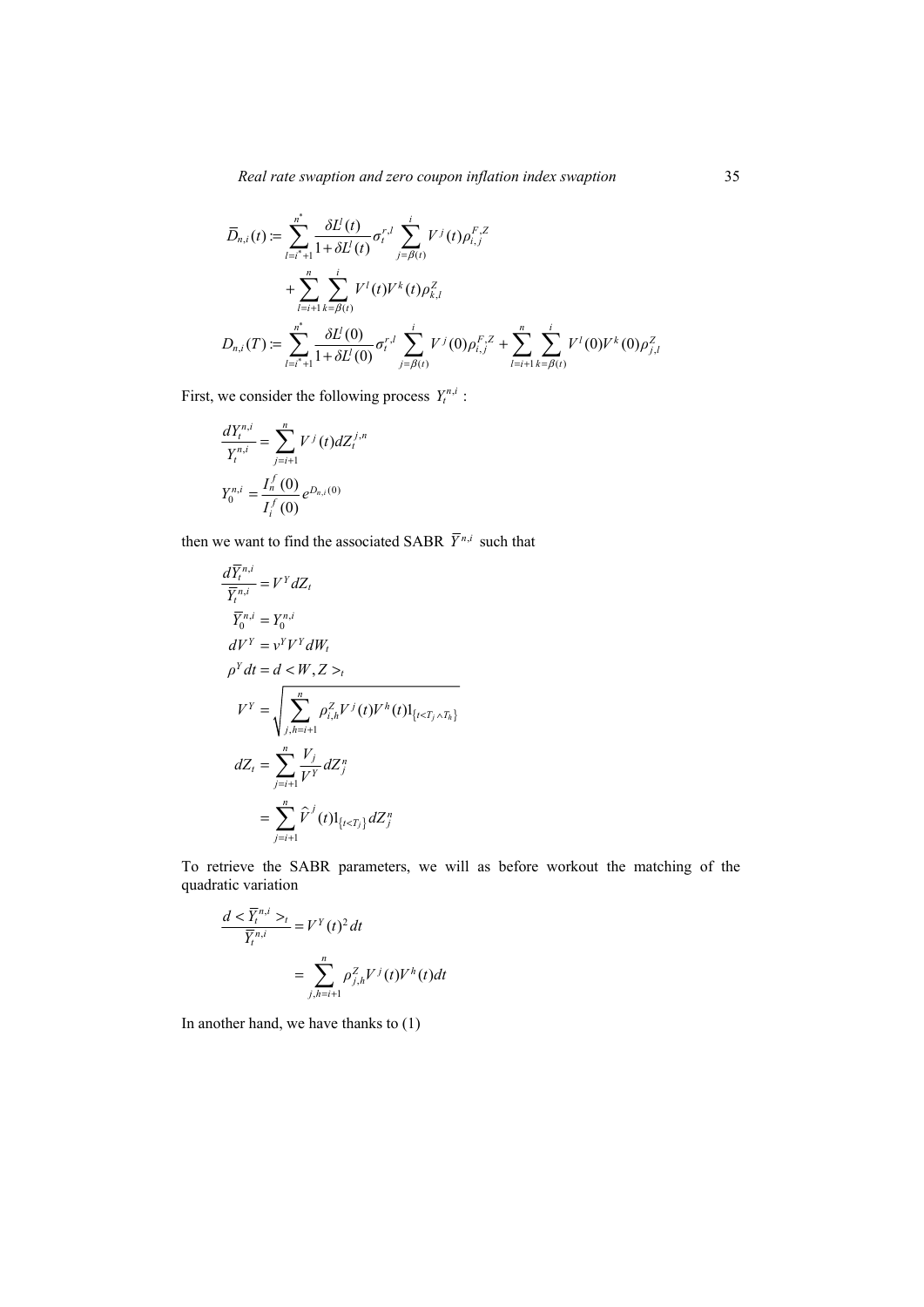$$\bar{D}_{n,i}(t) := \sum_{l=i^*+1}^{n^*} \frac{\delta L^l(t)}{1+\delta L^l(t)} \sigma_t^{r,l} \sum_{j=\beta(t)}^{i} V^j(t)\rho_{i,j}^{F,Z}$$

$$+ \sum_{l=i+1}^{n} \sum_{k=\beta(t)}^{i} V^l(t) V^k(t) \rho_{k,l}^{Z}$$

$$D_{n,i}(T) := \sum_{l=i^*+1}^{n^*} \frac{\delta L^l(0)}{1+\delta L^l(0)} \sigma_t^{r,l} \sum_{j=\beta(t)}^{i} V^j(0)\rho_{i,j}^{F,Z} + \sum_{l=i+1}^{n} \sum_{k=\beta(t)}^{i} V^l(0) V^k(0) \rho_{j,l}^{Z}$$

First, we consider the following process $Y_t^{n,i}$ :

$$\frac{dY_t^{n,i}}{Y_t^{n,i}} = \sum_{j=i+1}^{n} V^j(t) dZ_t^{j,n}$$

$$Y_0^{n,i} = \frac{I_n^f(0)}{I_i^f(0)} e^{D_{n,i}(0)}$$

then we want to find the associated SABR $\bar{Y}^{n,i}$ such that

$$\frac{d\bar{Y}_t^{n,i}}{\bar{Y}_t^{n,i}} = V^Y dZ_t$$

$$\bar{Y}_0^{n,i} = Y_0^{n,i}$$

$$dV^Y = v^Y V^Y dW_t$$

$$\rho^Y dt = d < W, Z >_t$$

$$V^Y = \sqrt{\sum_{j,h=i+1}^{n} \rho_{i,h}^{Z} V^j(t) V^h(t) 1_{\{t<T_j \wedge T_h\}}}$$

$$dZ_t = \sum_{j=i+1}^{n} \frac{V_j}{V^Y} dZ_j^n$$

$$= \sum_{j=i+1}^{n} \hat{V}^j(t) 1_{\{t<T_j\}} dZ_j^n$$

To retrieve the SABR parameters, we will as before workout the matching of the quadratic variation

$$\frac{d < \bar{Y}_t^{n,i} >_t}{\bar{Y}_t^{n,i}} = V^Y(t)^2 dt$$

$$= \sum_{j,h=i+1}^{n} \rho_{j,h}^{Z} V^j(t) V^h(t) dt$$

In another hand, we have thanks to (1)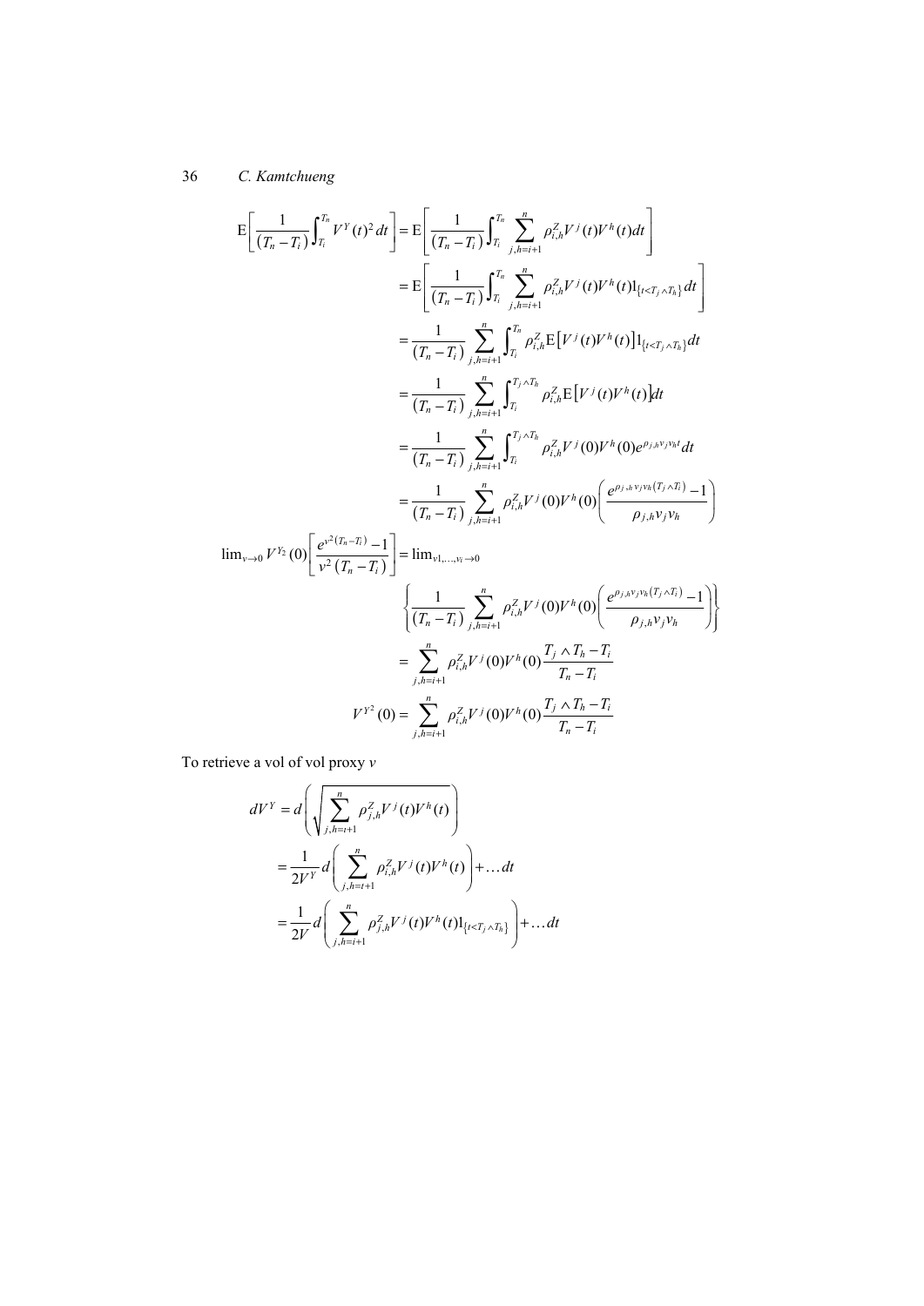$$
\begin{aligned}
\mathrm{E}\left[\frac{1}{(T_n - T_i)}\int_{T_i}^{T_n} V^Y(t)^2\, dt\right] &= \mathrm{E}\left[\frac{1}{(T_n - T_i)}\int_{T_i}^{T_n} \sum_{j,h=i+1}^{n} \rho_{i,h}^{Z} V^j(t) V^h(t) dt\right] \\
&= \mathrm{E}\left[\frac{1}{(T_n - T_i)}\int_{T_i}^{T_n} \sum_{j,h=i+1}^{n} \rho_{i,h}^{Z} V^j(t) V^h(t) 1_{\{t<T_j \wedge T_h\}} dt\right] \\
&= \frac{1}{(T_n - T_i)} \sum_{j,h=i+1}^{n} \int_{T_i}^{T_n} \rho_{i,h}^{Z} \mathrm{E}\left[V^j(t) V^h(t)\right] 1_{\{t<T_j \wedge T_h\}} dt \\
&= \frac{1}{(T_n - T_i)} \sum_{j,h=i+1}^{n} \int_{T_i}^{T_j \wedge T_h} \rho_{i,h}^{Z} \mathrm{E}\left[V^j(t) V^h(t)\right] dt \\
&= \frac{1}{(T_n - T_i)} \sum_{j,h=i+1}^{n} \int_{T_i}^{T_j \wedge T_h} \rho_{i,h}^{Z} V^j(0) V^h(0) e^{\rho_{j,h} v_j v_h t} dt \\
&= \frac{1}{(T_n - T_i)} \sum_{j,h=i+1}^{n} \rho_{i,h}^{Z} V^j(0) V^h(0) \left(\frac{e^{\rho_{j,h} v_j v_h (T_j \wedge T_i)} - 1}{\rho_{j,h} v_j v_h}\right)
\end{aligned}
$$

$$
\begin{aligned}
\lim_{v \to 0} V^{Y_2}(0)\left[\frac{e^{v^2 (T_n - T_i)} - 1}{v^2 (T_n - T_i)}\right] &= \lim_{v1,\ldots,v_i \to 0} \\
&\left\{\frac{1}{(T_n - T_i)} \sum_{j,h=i+1}^{n} \rho_{i,h}^{Z} V^j(0) V^h(0) \left(\frac{e^{\rho_{j,h} v_j v_h (T_j \wedge T_i)} - 1}{\rho_{j,h} v_j v_h}\right)\right\} \\
&= \sum_{j,h=i+1}^{n} \rho_{i,h}^{Z} V^j(0) V^h(0) \frac{T_j \wedge T_h - T_i}{T_n - T_i}
\end{aligned}
$$

$$
V^{Y^2}(0) = \sum_{j,h=i+1}^{n} \rho_{i,h}^{Z} V^j(0) V^h(0) \frac{T_j \wedge T_h - T_i}{T_n - T_i}
$$

To retrieve a vol of vol proxy $v$

$$
\begin{aligned}
dV^Y &= d\left(\sqrt{\sum_{j,h=t+1}^{n} \rho_{j,h}^{Z} V^j(t) V^h(t)}\right) \\
&= \frac{1}{2V^Y} d\left(\sum_{j,h=t+1}^{n} \rho_{i,h}^{Z} V^j(t) V^h(t)\right) + \ldots dt \\
&= \frac{1}{2V} d\left(\sum_{j,h=i+1}^{n} \rho_{j,h}^{Z} V^j(t) V^h(t) 1_{\{t<T_j \wedge T_h\}}\right) + \ldots dt
\end{aligned}
$$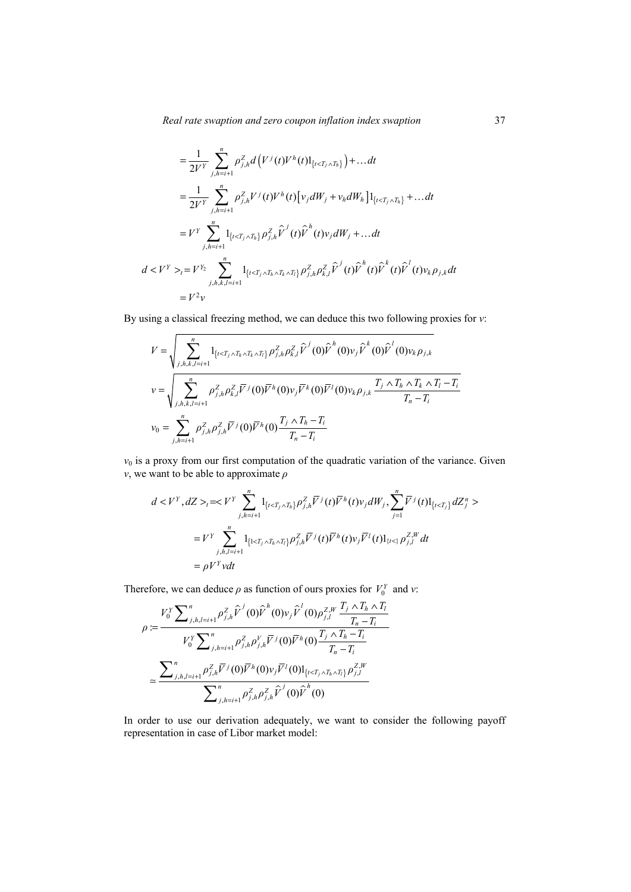$$
\begin{aligned}
&= \frac{1}{2V^Y} \sum_{j,h=i+1}^{n} \rho_{j,h}^{Z} d\left(V^j(t)V^h(t)1_{\{t<T_j \wedge T_h\}}\right) + \ldots dt \\
&= \frac{1}{2V^Y} \sum_{j,h=i+1}^{n} \rho_{j,h}^{Z} V^j(t)V^h(t)\left[v_j dW_j + v_h dW_h\right]1_{\{t<T_j \wedge T_h\}} + \ldots dt \\
&= V^Y \sum_{j,h=i+1}^{n} 1_{\{t<T_j \wedge T_h\}} \rho_{j,h}^{Z} \widehat{V}^j(t)\widehat{V}^h(t) v_j dW_j + \ldots dt
\end{aligned}
$$

$$
\begin{aligned}
d < V^Y >_t &= V^{Y_2} \sum_{j,h,k,l=i+1}^{n} 1_{\{t<T_j \wedge T_h \wedge T_k \wedge T_l\}} \rho_{j,h}^{Z} \rho_{k,l}^{Z} \widehat{V}^j(t)\widehat{V}^h(t)\widehat{V}^k(t)\widehat{V}^l(t) v_k \rho_{j,k} dt \\
&= V^2 v
\end{aligned}
$$

By using a classical freezing method, we can deduce this two following proxies for $v$:

$$
V = \sqrt{\sum_{j,h,k,l=i+1}^{n} 1_{\{t<T_j \wedge T_h \wedge T_k \wedge T_l\}} \rho_{j,h}^{Z} \rho_{k,l}^{Z} \widehat{V}^j(0)\widehat{V}^h(0) v_j \widehat{V}^k(0)\widehat{V}^l(0) v_k \rho_{j,k}}
$$

$$
v = \sqrt{\sum_{j,h,k,l=i+1}^{n} \rho_{j,h}^{Z} \rho_{k,l}^{Z} \overline{V}^j(0)\overline{V}^h(0) v_j \overline{V}^k(0)\overline{V}^l(0) v_k \rho_{j,k} \frac{T_j \wedge T_h \wedge T_k \wedge T_l - T_i}{T_n - T_i}}
$$

$$
v_0 = \sum_{j,h=i+1}^{n} \rho_{j,h}^{Z} \rho_{j,h}^{Z} \overline{V}^j(0)\overline{V}^h(0) \frac{T_j \wedge T_h - T_i}{T_n - T_i}
$$

$v_0$ is a proxy from our first computation of the quadratic variation of the variance. Given $v$, we want to be able to approximate $\rho$

$$
\begin{aligned}
d < V^Y, dZ >_t &= < V^Y \sum_{j,h=i+1}^{n} 1_{\{t<T_j \wedge T_h\}} \rho_{j,h}^{Z} \overline{V}^j(t)\overline{V}^h(t) v_j dW_j, \sum_{j=1}^{n} \overline{V}^j(t) 1_{\{t<T_j\}} dZ_j^n > \\
&= V^Y \sum_{j,h,l=i+1}^{n} 1_{\{1<T_j \wedge T_h \wedge T_l\}} \rho_{j,h}^{Z} \overline{V}^j(t)\overline{V}^h(t) v_j \overline{V}^l(t) 1_{\{t<\}} \rho_{j,l}^{Z,W} dt \\
&= \rho V^Y v dt
\end{aligned}
$$

Therefore, we can deduce $\rho$ as function of ours proxies for $V_0^Y$ and $v$:

$$
\begin{aligned}
\rho &:= \frac{V_0^Y \sum_{j,h,l=i+1}^{n} \rho_{j,h}^{Z} \widehat{V}^j(0)\widehat{V}^h(0) v_j \widehat{V}^l(0) \rho_{j,l}^{Z,W} \dfrac{T_j \wedge T_h \wedge T_l}{T_n - T_i}}{V_0^Y \sum_{j,h=i+1}^{n} \rho_{j,h}^{Z} \rho_{j,h}^{Y} \overline{V}^j(0)\overline{V}^h(0) \dfrac{T_j \wedge T_h - T_i}{T_n - T_i}} \\
&\simeq \frac{\sum_{j,h,l=i+1}^{n} \rho_{j,h}^{Z} \overline{V}^j(0)\overline{V}^h(0) v_j \overline{V}^l(0) 1_{\{t<T_j \wedge T_h \wedge T_l\}} \rho_{j,l}^{Z,W}}{\sum_{j,h=i+1}^{n} \rho_{j,h}^{Z} \rho_{j,h}^{Z} \widehat{V}^j(0)\widehat{V}^h(0)}
\end{aligned}
$$

In order to use our derivation adequately, we want to consider the following payoff representation in case of Libor market model: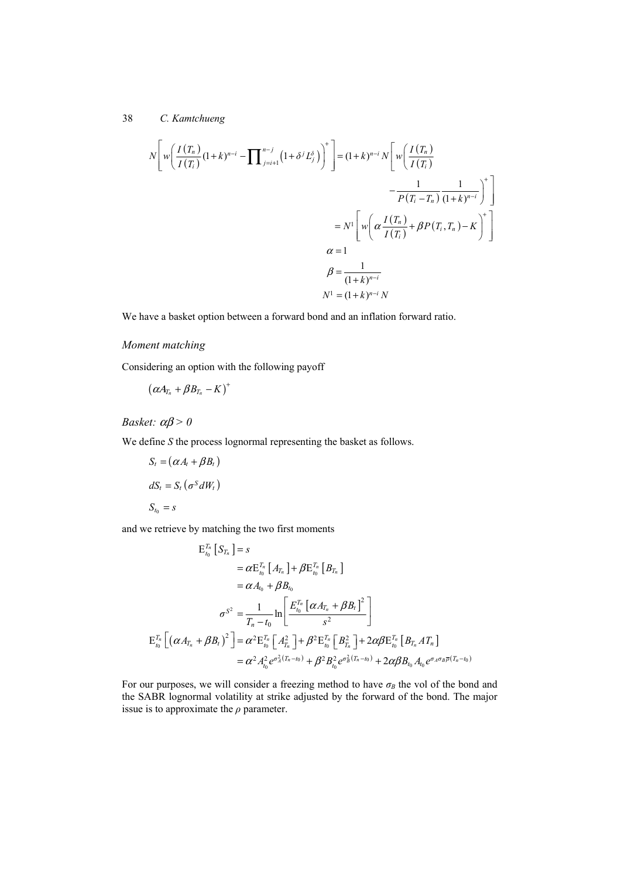$$
N\left[w\left(\frac{I(T_n)}{I(T_i)}(1+k)^{n-i}-\prod_{j=i+1}^{n-j}\left(1+\delta^j L_j^{\delta}\right)\right)^+\right]=(1+k)^{n-i}N\left[w\left(\frac{I(T_n)}{I(T_i)}\right.\right.
$$

$$
\left.\left.-\frac{1}{P(T_i-T_n)}\frac{1}{(1+k)^{n-i}}\right)^+\right]
$$

$$
=N^1\left[w\left(\alpha\frac{I(T_n)}{I(T_i)}+\beta P(T_i,T_n)-K\right)^+\right]
$$

$$
\alpha=1
$$

$$
\beta=\frac{1}{(1+k)^{n-i}}
$$

$$
N^1=(1+k)^{n-i}N
$$

We have a basket option between a forward bond and an inflation forward ratio.

### *Moment matching*

Considering an option with the following payoff

$$
\left(\alpha A_{T_n}+\beta B_{T_n}-K\right)^+
$$

### *Basket: $\alpha\beta > 0$*

We define *S* the process lognormal representing the basket as follows.

$$
S_t=\left(\alpha A_t+\beta B_t\right)
$$

$$
dS_t=S_t\left(\sigma^S dW_t\right)
$$

$$
S_{t_0}=s
$$

and we retrieve by matching the two first moments

$$
\begin{aligned}
\mathrm{E}_{t_0}^{T_n}\left[S_{T_n}\right]&=s\\
&=\alpha\mathrm{E}_{t_0}^{T_n}\left[A_{T_n}\right]+\beta\mathrm{E}_{t_0}^{T_n}\left[B_{T_n}\right]\\
&=\alpha A_{t_0}+\beta B_{t_0}
\end{aligned}
$$

$$
\sigma^{S^2}=\frac{1}{T_n-t_0}\ln\left[\frac{E_{t_0}^{T_n}\left[\alpha A_{T_n}+\beta B_t\right]^2}{s^2}\right]
$$

$$
\begin{aligned}
\mathrm{E}_{t_0}^{T_n}\left[\left(\alpha A_{T_n}+\beta B_t\right)^2\right]&=\alpha^2\mathrm{E}_{t_0}^{T_n}\left[A_{T_n}^2\right]+\beta^2\mathrm{E}_{t_0}^{T_n}\left[B_{T_n}^2\right]+2\alpha\beta\mathrm{E}_{t_0}^{T_n}\left[B_{T_n}AT_n\right]\\
&=\alpha^2A_{t_0}^2e^{\sigma_A^2(T_n-t_0)}+\beta^2B_{t_0}^2e^{\sigma_B^2(T_n-t_0)}+2\alpha\beta B_{t_0}A_{t_0}e^{\sigma_A\sigma_B\overline{\rho}(T_n-t_0)}
\end{aligned}
$$

For our purposes, we will consider a freezing method to have $\sigma_B$ the vol of the bond and the SABR lognormal volatility at strike adjusted by the forward of the bond. The major issue is to approximate the $\rho$ parameter.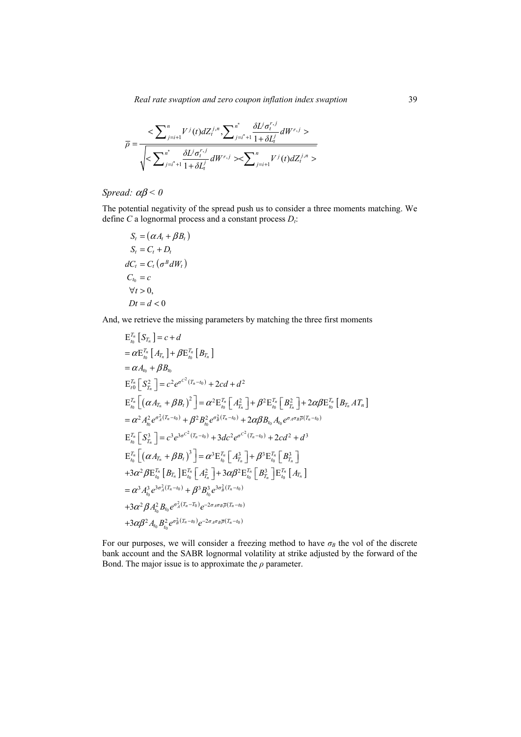$$\overline{\rho} = \frac{< \sum_{j=i+1}^{n} V^{j}(t) dZ_{t}^{j,n}, \sum_{j=i^{*}+1}^{n^{*}} \frac{\delta L^{j} \sigma_{t}^{r,j}}{1+\delta L_{t}^{j}} dW^{r,j} >}{\sqrt{< \sum_{j=i^{*}+1}^{n^{*}} \frac{\delta L^{j} \sigma_{t}^{r,j}}{1+\delta L_{t}^{j}} dW^{r,j} >< \sum_{j=i+1}^{n} V^{j}(t) dZ_{t}^{j,n} >}}$$

*Spread: $\alpha\beta < 0$*

The potential negativity of the spread push us to consider a three moments matching. We define $C$ a lognormal process and a constant process $D_t$:

$$\begin{aligned}
S_t &= (\alpha A_t + \beta B_t) \\
S_t &= C_t + D_t \\
dC_t &= C_t (\sigma^B dW_t) \\
C_{t_0} &= c \\
\forall t &> 0, \\
Dt &= d < 0
\end{aligned}$$

And, we retrieve the missing parameters by matching the three first moments

$$\begin{aligned}
&\mathrm{E}_{t_0}^{T_n}\left[S_{T_n}\right] = c + d \\
&= \alpha \mathrm{E}_{t_0}^{T_n}\left[A_{T_n}\right] + \beta \mathrm{E}_{t_0}^{T_n}\left[B_{T_n}\right] \\
&= \alpha A_{t_0} + \beta B_{t_0} \\
&\mathrm{E}_{t0}^{T_n}\left[S_{T_n}^2\right] = c^2 e^{\sigma^{C^2}(T_n - t_0)} + 2cd + d^2 \\
&\mathrm{E}_{t_0}^{T_n}\left[\left(\alpha A_{T_n} + \beta B_t\right)^2\right] = \alpha^2 \mathrm{E}_{t_0}^{T_n}\left[A_{T_n}^2\right] + \beta^2 \mathrm{E}_{t_0}^{T_n}\left[B_{T_n}^2\right] + 2\alpha\beta \mathrm{E}_{t_0}^{T_n}\left[B_{T_n} A T_n\right] \\
&= \alpha^2 A_{t_0}^2 e^{\sigma_A^2 (T_n - t_0)} + \beta^2 B_{t_0}^2 e^{\sigma_B^2 (T_n - t_0)} + 2\alpha\beta B_{t_0} A_{t_0} e^{\sigma_A \sigma_B \overline{\rho} (T_n - t_0)} \\
&\mathrm{E}_{t_0}^{T_n}\left[S_{T_n}^3\right] = c^3 e^{3\sigma^{C^2}(T_n - t_0)} + 3dc^2 e^{\sigma^{C^2}(T_n - t_0)} + 2cd^2 + d^3 \\
&\mathrm{E}_{t_0}^{T_n}\left[\left(\alpha A_{T_n} + \beta B_t\right)^3\right] = \alpha^3 \mathrm{E}_{t_0}^{T_n}\left[A_{T_n}^3\right] + \beta^3 \mathrm{E}_{t_0}^{T_n}\left[B_{T_n}^3\right] \\
&+ 3\alpha^2 \beta \mathrm{E}_{t_0}^{T_n}\left[B_{T_n}\right] \mathrm{E}_{t_0}^{T_n}\left[A_{T_n}^2\right] + 3\alpha\beta^2 \mathrm{E}_{t_0}^{T_n}\left[B_{T_n}^3\right] \mathrm{E}_{t_0}^{T_n}\left[A_{T_n}\right] \\
&= \alpha^3 A_{t_0}^3 e^{3\sigma_A^2 (T_n - t_0)} + \beta^3 B_{t_0}^3 e^{3\sigma_B^2 (T_n - t_0)} \\
&+ 3\alpha^2 \beta A_{t_0}^2 B_{t_0} e^{\sigma_A^2 (T_n - T_0)} e^{-2\sigma_A \sigma_B \overline{\rho} (T_n - t_0)} \\
&+ 3\alpha\beta^2 A_{t_0} B_{t_0}^2 e^{\sigma_B^2 (T_n - t_0)} e^{-2\sigma_A \sigma_B \overline{\rho} (T_n - t_0)}
\end{aligned}$$

For our purposes, we will consider a freezing method to have $\sigma_B$ the vol of the discrete bank account and the SABR lognormal volatility at strike adjusted by the forward of the Bond. The major issue is to approximate the $\rho$ parameter.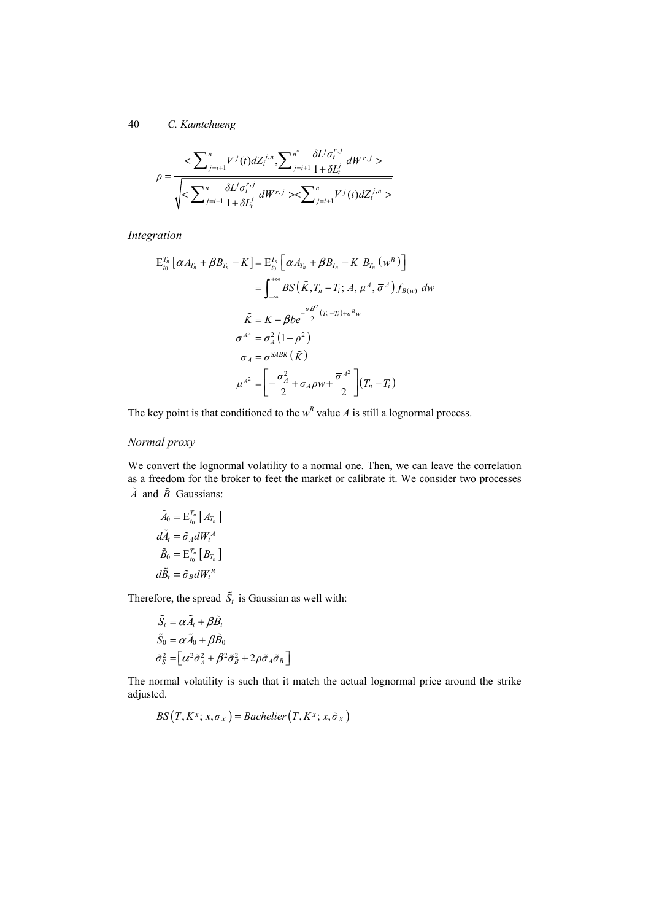$$\rho = \frac{<\sum_{j=i+1}^{n} V^j(t) dZ_t^{j,n}, \sum_{j=i+1}^{n^*} \frac{\delta L^j \sigma_t^{r,j}}{1+\delta L_t^j} dW^{r,j}>}{\sqrt{<\sum_{j=i+1}^{n} \frac{\delta L^j \sigma_t^{r,j}}{1+\delta L_t^j} dW^{r,j} >< \sum_{j=i+1}^{n} V^j(t) dZ_t^{j,n}>}}$$

*Integration*

$$\begin{aligned}
\mathrm{E}_{t_0}^{T_n}\left[\alpha A_{T_n} + \beta B_{T_n} - K\right] &= \mathrm{E}_{t_0}^{T_n}\left[\alpha A_{T_n} + \beta B_{T_n} - K \middle| B_{T_n}\left(w^B\right)\right] \\
&= \int_{-\infty}^{+\infty} BS\left(\tilde{K}, T_n - T_i; \overline{A}, \mu^A, \overline{\sigma}^A\right) f_{B(w)}\ dw \\
\tilde{K} &= K - \beta b e^{-\frac{\sigma B^2}{2}(T_n - T_i) + \sigma^B w} \\
\overline{\sigma}^{A^2} &= \sigma_A^2\left(1 - \rho^2\right) \\
\sigma_A &= \sigma^{SABR}\left(\tilde{K}\right) \\
\mu^{A^2} &= \left[-\frac{\sigma_A^2}{2} + \sigma_A \rho w + \frac{\overline{\sigma}^{A^2}}{2}\right]\left(T_n - T_i\right)
\end{aligned}$$

The key point is that conditioned to the $w^B$ value $A$ is still a lognormal process.

*Normal proxy*

We convert the lognormal volatility to a normal one. Then, we can leave the correlation as a freedom for the broker to feet the market or calibrate it. We consider two processes $\tilde{A}$ and $\tilde{B}$ Gaussians:

$$\begin{aligned}
\tilde{A}_0 &= \mathrm{E}_{t_0}^{T_n}\left[A_{T_n}\right] \\
d\tilde{A}_t &= \tilde{\sigma}_A dW_t^A \\
\tilde{B}_0 &= \mathrm{E}_{t_0}^{T_n}\left[B_{T_n}\right] \\
d\tilde{B}_t &= \tilde{\sigma}_B dW_t^B
\end{aligned}$$

Therefore, the spread $\tilde{S}_t$ is Gaussian as well with:

$$\begin{aligned}
\tilde{S}_t &= \alpha \tilde{A}_t + \beta \tilde{B}_t \\
\tilde{S}_0 &= \alpha \tilde{A}_0 + \beta \tilde{B}_0 \\
\tilde{\sigma}_S^2 &= \left[\alpha^2 \tilde{\sigma}_A^2 + \beta^2 \tilde{\sigma}_B^2 + 2\rho \tilde{\sigma}_A \tilde{\sigma}_B\right]
\end{aligned}$$

The normal volatility is such that it match the actual lognormal price around the strike adjusted.

$$BS\left(T, K^x; x, \sigma_X\right) = Bachelier\left(T, K^x; x, \tilde{\sigma}_X\right)$$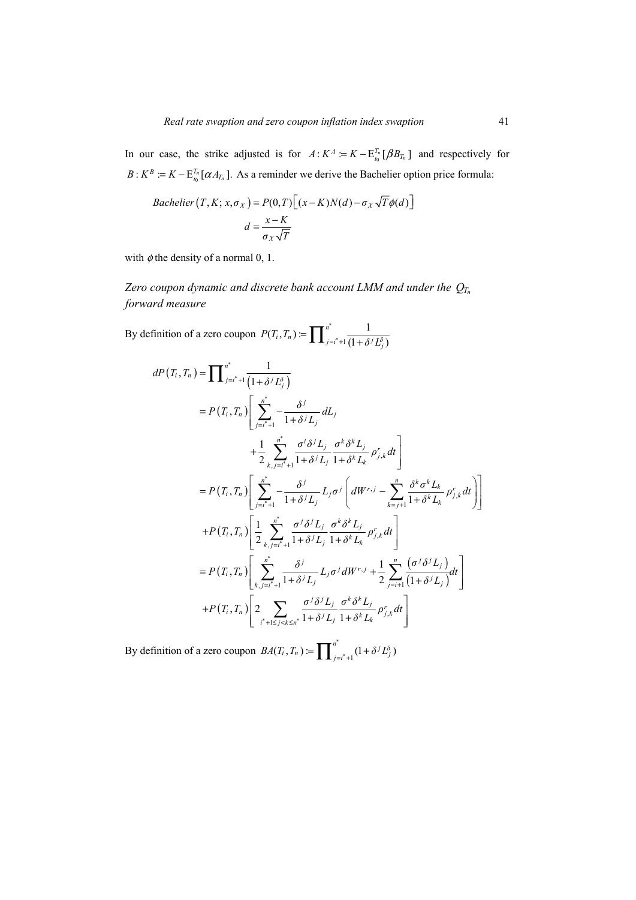In our case, the strike adjusted is for $A: K^A := K - \mathrm{E}_{t_0}^{T_n}[\beta B_{T_n}]$ and respectively for $B: K^B := K - \mathrm{E}_{t_0}^{T_n}[\alpha A_{T_n}]$. As a reminder we derive the Bachelier option price formula:

$$Bachelier\left(T, K; x, \sigma_X\right) = P(0,T)\left[(x-K)N(d) - \sigma_X \sqrt{T}\phi(d)\right]$$

$$d = \frac{x-K}{\sigma_X \sqrt{T}}$$

with $\phi$ the density of a normal 0, 1.

*Zero coupon dynamic and discrete bank account LMM and under the $Q_{T_n}$ forward measure*

By definition of a zero coupon $P(T_i, T_n) := \prod_{j=i^*+1}^{n^*} \frac{1}{(1+\delta^j L_j^\delta)}$

$$\begin{aligned}
dP\left(T_i, T_n\right) &= \prod_{j=i^*+1}^{n^*} \frac{1}{\left(1+\delta^j L_j^\delta\right)} \\
&= P\left(T_i, T_n\right)\left[\sum_{j=i^*+1}^{n^*} -\frac{\delta^j}{1+\delta^j L_j} dL_j \right. \\
&\qquad \left. + \frac{1}{2}\sum_{k,j=i^*+1}^{n^*} \frac{\sigma^i \delta^j L_j}{1+\delta^j L_j} \frac{\sigma^k \delta^k L_j}{1+\delta^k L_k} \rho_{j,k}^r dt \right] \\
&= P\left(T_i, T_n\right)\left[\sum_{j=i^*+1}^{n^*} -\frac{\delta^j}{1+\delta^j L_j} L_j \sigma^j \left( dW^{r,j} - \sum_{k=j+1}^{n} \frac{\delta^k \sigma^k L_k}{1+\delta^k L_k} \rho_{j,k}^r dt \right)\right] \\
&\quad + P\left(T_i, T_n\right)\left[\frac{1}{2}\sum_{k,j=i^*+1}^{n^*} \frac{\sigma^j \delta^j L_j}{1+\delta^j L_j} \frac{\sigma^k \delta^k L_j}{1+\delta^k L_k} \rho_{j,k}^r dt\right] \\
&= P\left(T_i, T_n\right)\left[\sum_{k,j=i^*+1}^{n^*} \frac{\delta^j}{1+\delta^j L_j} L_j \sigma^j dW^{r,j} + \frac{1}{2}\sum_{j=i+1}^{n} \frac{\left(\sigma^j \delta^j L_j\right)}{\left(1+\delta^j L_j\right)} dt\right] \\
&\quad + P\left(T_i, T_n\right)\left[2\sum_{i^*+1 \le j < k \le n^*} \frac{\sigma^j \delta^j L_j}{1+\delta^j L_j} \frac{\sigma^k \delta^k L_j}{1+\delta^k L_k} \rho_{j,k}^r dt\right]
\end{aligned}$$

By definition of a zero coupon $BA(T_i, T_n) := \prod_{j=i^*+1}^{n^*} (1+\delta^j L_j^\delta)$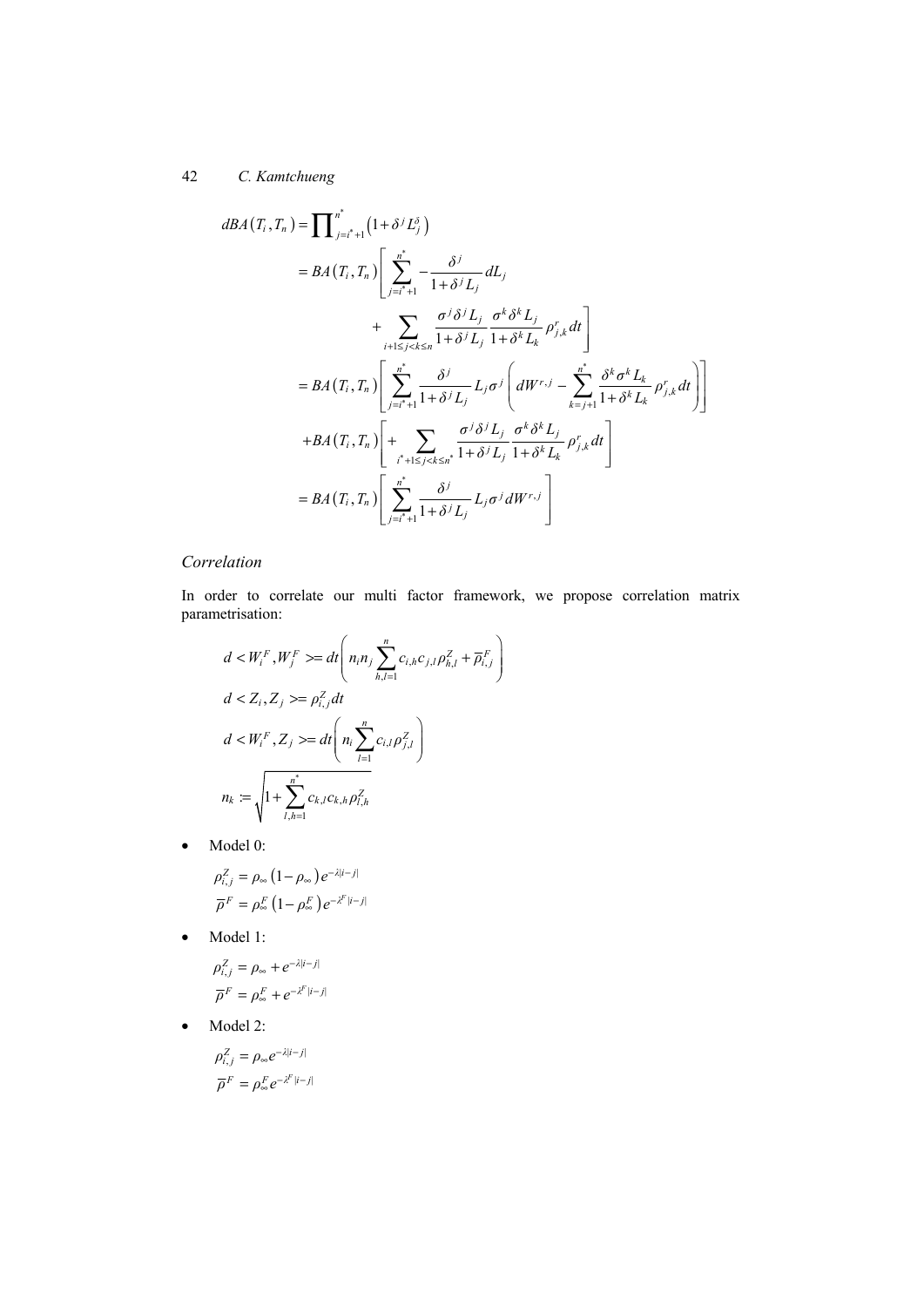$$
\begin{aligned}
dBA(T_i,T_n) &= \prod_{j=i^*+1}^{n^*}\left(1+\delta^j L_j^{\delta}\right) \\
&= BA(T_i,T_n)\left[\sum_{j=i^*+1}^{n^*} -\frac{\delta^j}{1+\delta^j L_j} dL_j \right. \\
&\qquad \left. + \sum_{i+1\le j<k\le n} \frac{\sigma^j \delta^j L_j}{1+\delta^j L_j}\frac{\sigma^k \delta^k L_j}{1+\delta^k L_k}\rho_{j,k}^r dt\right] \\
&= BA(T_i,T_n)\left[\sum_{j=i^*+1}^{n^*} \frac{\delta^j}{1+\delta^j L_j} L_j \sigma^j \left(dW^{r,j} - \sum_{k=j+1}^{n^*}\frac{\delta^k \sigma^k L_k}{1+\delta^k L_k}\rho_{j,k}^r dt\right)\right] \\
&\quad + BA(T_i,T_n)\left[+\sum_{i^*+1\le j<k\le n^*} \frac{\sigma^j \delta^j L_j}{1+\delta^j L_j}\frac{\sigma^k \delta^k L_j}{1+\delta^k L_k}\rho_{j,k}^r dt\right] \\
&= BA(T_i,T_n)\left[\sum_{j=i^*+1}^{n^*} \frac{\delta^j}{1+\delta^j L_j} L_j \sigma^j dW^{r,j}\right]
\end{aligned}
$$

*Correlation*

In order to correlate our multi factor framework, we propose correlation matrix parametrisation:

$$
d < W_i^F, W_j^F >= dt\left(n_i n_j \sum_{h,l=1}^{n} c_{i,h} c_{j,l} \rho_{h,l}^Z + \overline{\rho}_{i,j}^F\right)
$$

$$
d < Z_i, Z_j >= \rho_{i,j}^Z dt
$$

$$
d < W_i^F, Z_j >= dt\left(n_i \sum_{l=1}^{n} c_{i,l} \rho_{j,l}^Z\right)
$$

$$
n_k := \sqrt{1+\sum_{l,h=1}^{n^*} c_{k,l} c_{k,h} \rho_{l,h}^Z}
$$

- Model 0:

$$
\rho_{i,j}^Z = \rho_\infty\left(1-\rho_\infty\right)e^{-\lambda|i-j|}
$$
$$
\overline{\rho}^F = \rho_\infty^F\left(1-\rho_\infty^F\right)e^{-\lambda^F|i-j|}
$$

- Model 1:

$$
\rho_{i,j}^Z = \rho_\infty + e^{-\lambda|i-j|}
$$
$$
\overline{\rho}^F = \rho_\infty^F + e^{-\lambda^F|i-j|}
$$

- Model 2:

$$
\rho_{i,j}^Z = \rho_\infty e^{-\lambda|i-j|}
$$
$$
\overline{\rho}^F = \rho_\infty^F e^{-\lambda^F|i-j|}
$$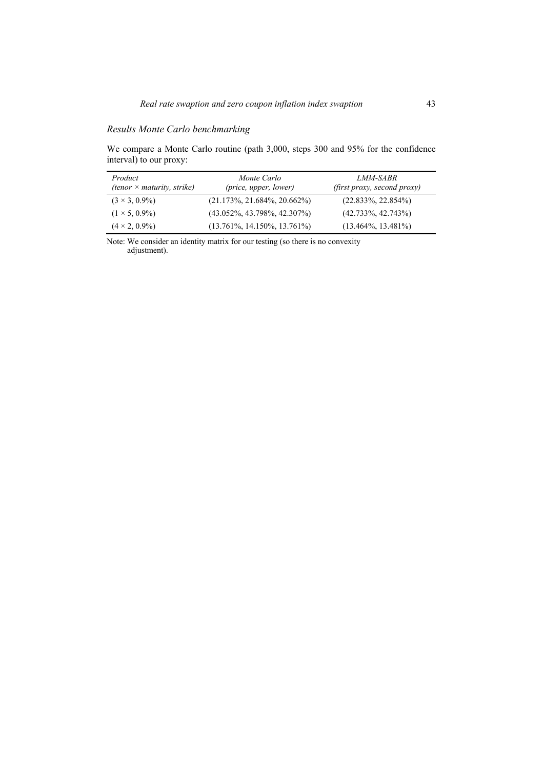*Results Monte Carlo benchmarking*

We compare a Monte Carlo routine (path 3,000, steps 300 and 95% for the confidence interval) to our proxy:

| *Product* *(tenor × maturity, strike)* | *Monte Carlo* *(price, upper, lower)* | *LMM-SABR* *(first proxy, second proxy)* |
|---|---|---|
| (3 × 3, 0.9%) | (21.173%, 21.684%, 20.662%) | (22.833%, 22.854%) |
| (1 × 5, 0.9%) | (43.052%, 43.798%, 42.307%) | (42.733%, 42.743%) |
| (4 × 2, 0.9%) | (13.761%, 14.150%, 13.761%) | (13.464%, 13.481%) |

Note: We consider an identity matrix for our testing (so there is no convexity adjustment).